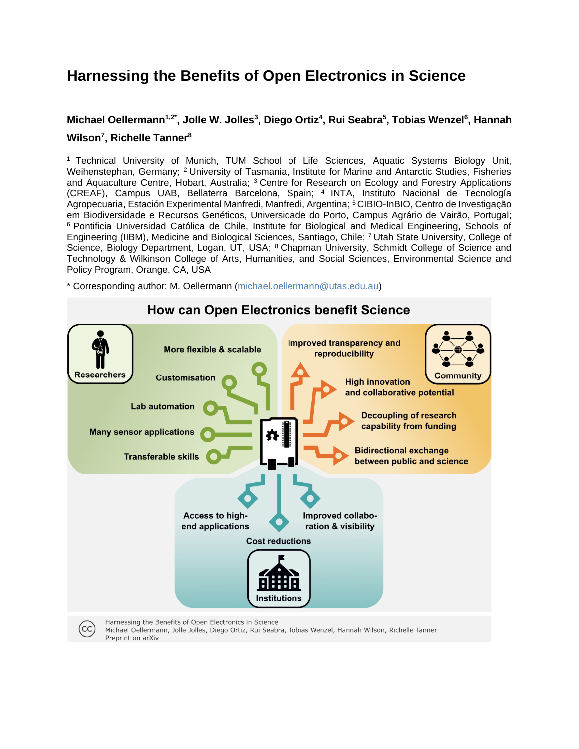# Harnessing the Benefits of Open Electronics in Science

**Michael Oellermann[1,2*], Jolle W. Jolles[3], Diego Ortiz[4], Rui Seabra[5], Tobias Wenzel[6], Hannah Wilson[7], Richelle Tanner[8]**

[1] Technical University of Munich, TUM School of Life Sciences, Aquatic Systems Biology Unit, Weihenstephan, Germany; [2] University of Tasmania, Institute for Marine and Antarctic Studies, Fisheries and Aquaculture Centre, Hobart, Australia; [3] Centre for Research on Ecology and Forestry Applications (CREAF), Campus UAB, Bellaterra Barcelona, Spain; [4] INTA, Instituto Nacional de Tecnología Agropecuaria, Estación Experimental Manfredi, Manfredi, Argentina; [5] CIBIO-InBIO, Centro de Investigação em Biodiversidade e Recursos Genéticos, Universidade do Porto, Campus Agrário de Vairão, Portugal; [6] Pontificia Universidad Católica de Chile, Institute for Biological and Medical Engineering, Schools of Engineering (IIBM), Medicine and Biological Sciences, Santiago, Chile; [7] Utah State University, College of Science, Biology Department, Logan, UT, USA; [8] Chapman University, Schmidt College of Science and Technology & Wilkinson College of Arts, Humanities, and Social Sciences, Environmental Science and Policy Program, Orange, CA, USA

* Corresponding author: M. Oellermann (michael.oellermann@utas.edu.au)

**How can Open Electronics benefit Science**

**Researchers:** More flexible & scalable; Customisation; Lab automation; Many sensor applications; Transferable skills

**Community:** Improved transparency and reproducibility; High innovation and collaborative potential; Decoupling of research capability from funding; Bidirectional exchange between public and science

**Institutions:** Access to high-end applications; Cost reductions; Improved collaboration & visibility

Harnessing the Benefits of Open Electronics in Science
Michael Oellermann, Jolle Jolles, Diego Ortiz, Rui Seabra, Tobias Wenzel, Hannah Wilson, Richelle Tanner
Preprint on arXiv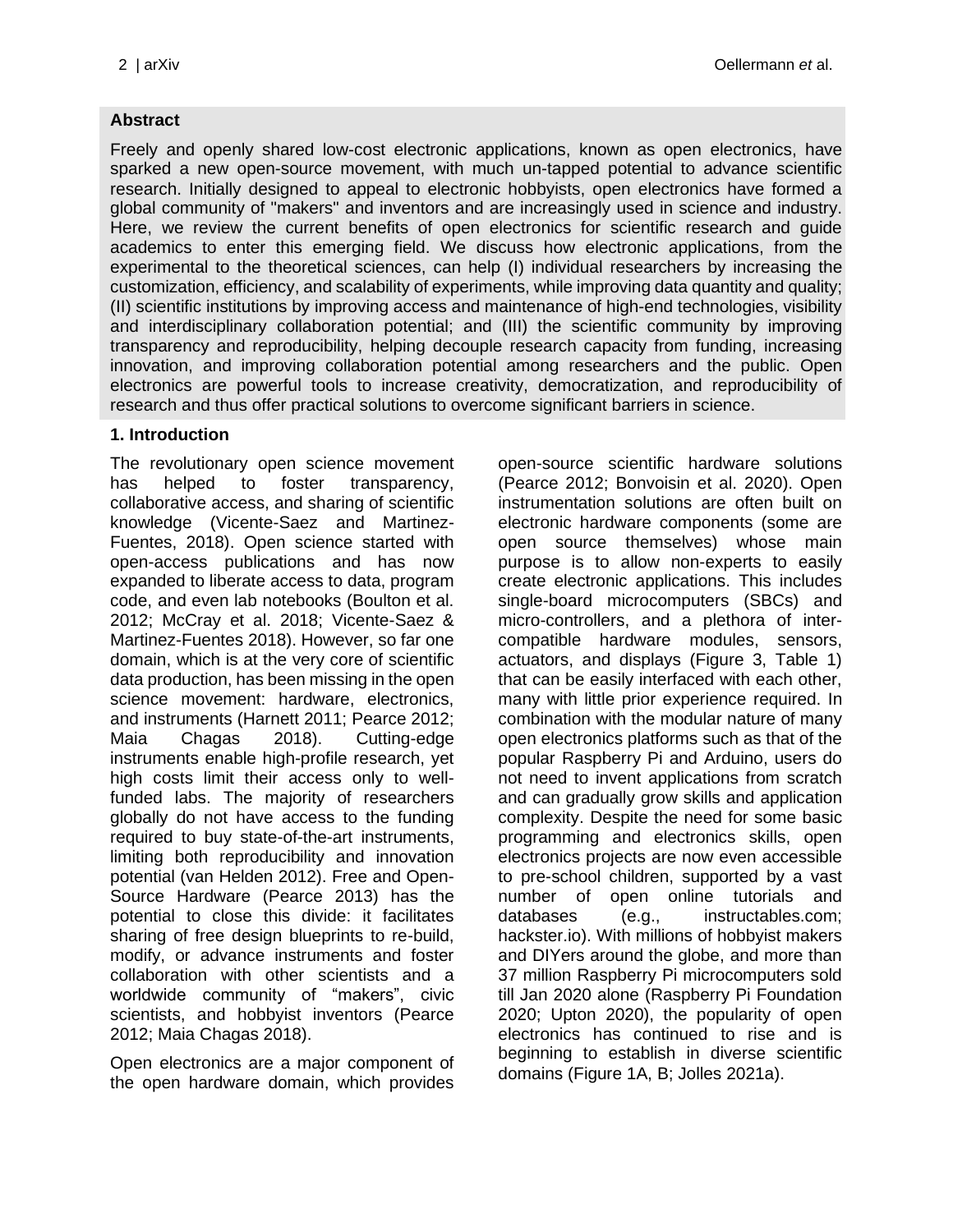## Abstract

Freely and openly shared low-cost electronic applications, known as open electronics, have sparked a new open-source movement, with much un-tapped potential to advance scientific research. Initially designed to appeal to electronic hobbyists, open electronics have formed a global community of "makers" and inventors and are increasingly used in science and industry. Here, we review the current benefits of open electronics for scientific research and guide academics to enter this emerging field. We discuss how electronic applications, from the experimental to the theoretical sciences, can help (I) individual researchers by increasing the customization, efficiency, and scalability of experiments, while improving data quantity and quality; (II) scientific institutions by improving access and maintenance of high-end technologies, visibility and interdisciplinary collaboration potential; and (III) the scientific community by improving transparency and reproducibility, helping decouple research capacity from funding, increasing innovation, and improving collaboration potential among researchers and the public. Open electronics are powerful tools to increase creativity, democratization, and reproducibility of research and thus offer practical solutions to overcome significant barriers in science.

## 1. Introduction

The revolutionary open science movement has helped to foster transparency, collaborative access, and sharing of scientific knowledge (Vicente-Saez and Martinez-Fuentes, 2018). Open science started with open-access publications and has now expanded to liberate access to data, program code, and even lab notebooks (Boulton et al. 2012; McCray et al. 2018; Vicente-Saez & Martinez-Fuentes 2018). However, so far one domain, which is at the very core of scientific data production, has been missing in the open science movement: hardware, electronics, and instruments (Harnett 2011; Pearce 2012; Maia Chagas 2018). Cutting-edge instruments enable high-profile research, yet high costs limit their access only to well-funded labs. The majority of researchers globally do not have access to the funding required to buy state-of-the-art instruments, limiting both reproducibility and innovation potential (van Helden 2012). Free and Open-Source Hardware (Pearce 2013) has the potential to close this divide: it facilitates sharing of free design blueprints to re-build, modify, or advance instruments and foster collaboration with other scientists and a worldwide community of "makers", civic scientists, and hobbyist inventors (Pearce 2012; Maia Chagas 2018).

Open electronics are a major component of the open hardware domain, which provides open-source scientific hardware solutions (Pearce 2012; Bonvoisin et al. 2020). Open instrumentation solutions are often built on electronic hardware components (some are open source themselves) whose main purpose is to allow non-experts to easily create electronic applications. This includes single-board microcomputers (SBCs) and micro-controllers, and a plethora of inter-compatible hardware modules, sensors, actuators, and displays (Figure 3, Table 1) that can be easily interfaced with each other, many with little prior experience required. In combination with the modular nature of many open electronics platforms such as that of the popular Raspberry Pi and Arduino, users do not need to invent applications from scratch and can gradually grow skills and application complexity. Despite the need for some basic programming and electronics skills, open electronics projects are now even accessible to pre-school children, supported by a vast number of open online tutorials and databases (e.g., instructables.com; hackster.io). With millions of hobbyist makers and DIYers around the globe, and more than 37 million Raspberry Pi microcomputers sold till Jan 2020 alone (Raspberry Pi Foundation 2020; Upton 2020), the popularity of open electronics has continued to rise and is beginning to establish in diverse scientific domains (Figure 1A, B; Jolles 2021a).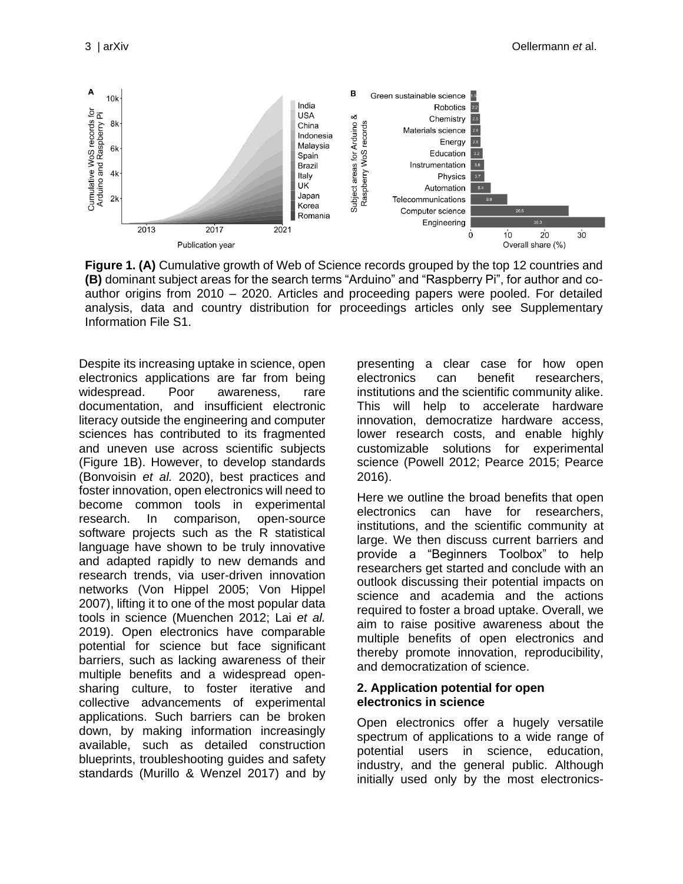**Figure 1. (A)** Cumulative growth of Web of Science records grouped by the top 12 countries and **(B)** dominant subject areas for the search terms "Arduino" and "Raspberry Pi", for author and co-author origins from 2010 – 2020. Articles and proceeding papers were pooled. For detailed analysis, data and country distribution for proceedings articles only see Supplementary Information File S1.

Despite its increasing uptake in science, open electronics applications are far from being widespread. Poor awareness, rare documentation, and insufficient electronic literacy outside the engineering and computer sciences has contributed to its fragmented and uneven use across scientific subjects (Figure 1B). However, to develop standards (Bonvoisin *et al.* 2020), best practices and foster innovation, open electronics will need to become common tools in experimental research. In comparison, open-source software projects such as the R statistical language have shown to be truly innovative and adapted rapidly to new demands and research trends, via user-driven innovation networks (Von Hippel 2005; Von Hippel 2007), lifting it to one of the most popular data tools in science (Muenchen 2012; Lai *et al.* 2019). Open electronics have comparable potential for science but face significant barriers, such as lacking awareness of their multiple benefits and a widespread open-sharing culture, to foster iterative and collective advancements of experimental applications. Such barriers can be broken down, by making information increasingly available, such as detailed construction blueprints, troubleshooting guides and safety standards (Murillo & Wenzel 2017) and by presenting a clear case for how open electronics can benefit researchers, institutions and the scientific community alike. This will help to accelerate hardware innovation, democratize hardware access, lower research costs, and enable highly customizable solutions for experimental science (Powell 2012; Pearce 2015; Pearce 2016).

Here we outline the broad benefits that open electronics can have for researchers, institutions, and the scientific community at large. We then discuss current barriers and provide a "Beginners Toolbox" to help researchers get started and conclude with an outlook discussing their potential impacts on science and academia and the actions required to foster a broad uptake. Overall, we aim to raise positive awareness about the multiple benefits of open electronics and thereby promote innovation, reproducibility, and democratization of science.

## 2. Application potential for open electronics in science

Open electronics offer a hugely versatile spectrum of applications to a wide range of potential users in science, education, industry, and the general public. Although initially used only by the most electronics-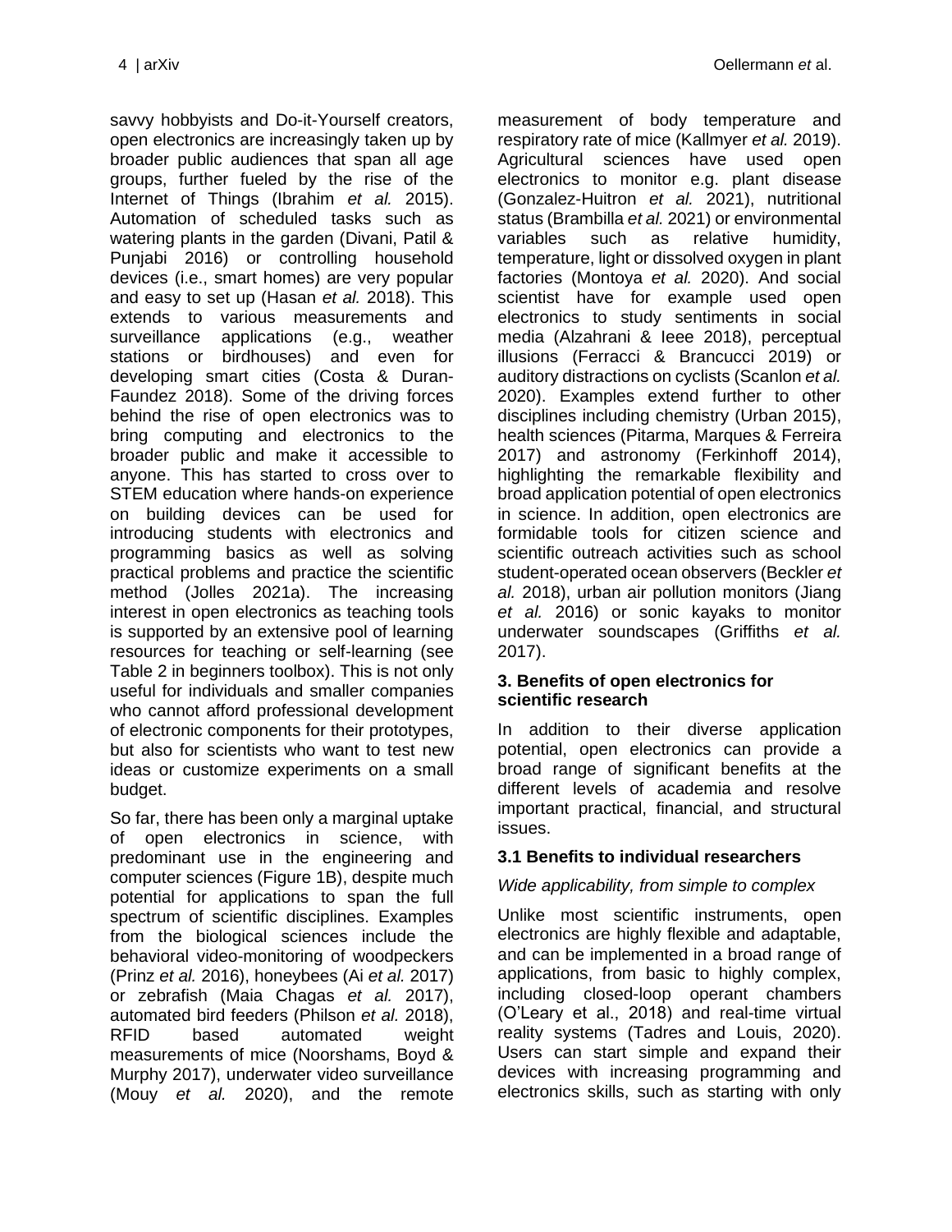savvy hobbyists and Do-it-Yourself creators, open electronics are increasingly taken up by broader public audiences that span all age groups, further fueled by the rise of the Internet of Things (Ibrahim *et al.* 2015). Automation of scheduled tasks such as watering plants in the garden (Divani, Patil & Punjabi 2016) or controlling household devices (i.e., smart homes) are very popular and easy to set up (Hasan *et al.* 2018). This extends to various measurements and surveillance applications (e.g., weather stations or birdhouses) and even for developing smart cities (Costa & Duran-Faundez 2018). Some of the driving forces behind the rise of open electronics was to bring computing and electronics to the broader public and make it accessible to anyone. This has started to cross over to STEM education where hands-on experience on building devices can be used for introducing students with electronics and programming basics as well as solving practical problems and practice the scientific method (Jolles 2021a). The increasing interest in open electronics as teaching tools is supported by an extensive pool of learning resources for teaching or self-learning (see Table 2 in beginners toolbox). This is not only useful for individuals and smaller companies who cannot afford professional development of electronic components for their prototypes, but also for scientists who want to test new ideas or customize experiments on a small budget.

So far, there has been only a marginal uptake of open electronics in science, with predominant use in the engineering and computer sciences (Figure 1B), despite much potential for applications to span the full spectrum of scientific disciplines. Examples from the biological sciences include the behavioral video-monitoring of woodpeckers (Prinz *et al.* 2016), honeybees (Ai *et al.* 2017) or zebrafish (Maia Chagas *et al.* 2017), automated bird feeders (Philson *et al.* 2018), RFID based automated weight measurements of mice (Noorshams, Boyd & Murphy 2017), underwater video surveillance (Mouy *et al.* 2020), and the remote measurement of body temperature and respiratory rate of mice (Kallmyer *et al.* 2019). Agricultural sciences have used open electronics to monitor e.g. plant disease (Gonzalez-Huitron *et al.* 2021), nutritional status (Brambilla *et al.* 2021) or environmental variables such as relative humidity, temperature, light or dissolved oxygen in plant factories (Montoya *et al.* 2020). And social scientist have for example used open electronics to study sentiments in social media (Alzahrani & Ieee 2018), perceptual illusions (Ferracci & Brancucci 2019) or auditory distractions on cyclists (Scanlon *et al.* 2020). Examples extend further to other disciplines including chemistry (Urban 2015), health sciences (Pitarma, Marques & Ferreira 2017) and astronomy (Ferkinhoff 2014), highlighting the remarkable flexibility and broad application potential of open electronics in science. In addition, open electronics are formidable tools for citizen science and scientific outreach activities such as school student-operated ocean observers (Beckler *et al.* 2018), urban air pollution monitors (Jiang *et al.* 2016) or sonic kayaks to monitor underwater soundscapes (Griffiths *et al.* 2017).

## 3. Benefits of open electronics for scientific research

In addition to their diverse application potential, open electronics can provide a broad range of significant benefits at the different levels of academia and resolve important practical, financial, and structural issues.

### 3.1 Benefits to individual researchers

*Wide applicability, from simple to complex*

Unlike most scientific instruments, open electronics are highly flexible and adaptable, and can be implemented in a broad range of applications, from basic to highly complex, including closed-loop operant chambers (O'Leary et al., 2018) and real-time virtual reality systems (Tadres and Louis, 2020). Users can start simple and expand their devices with increasing programming and electronics skills, such as starting with only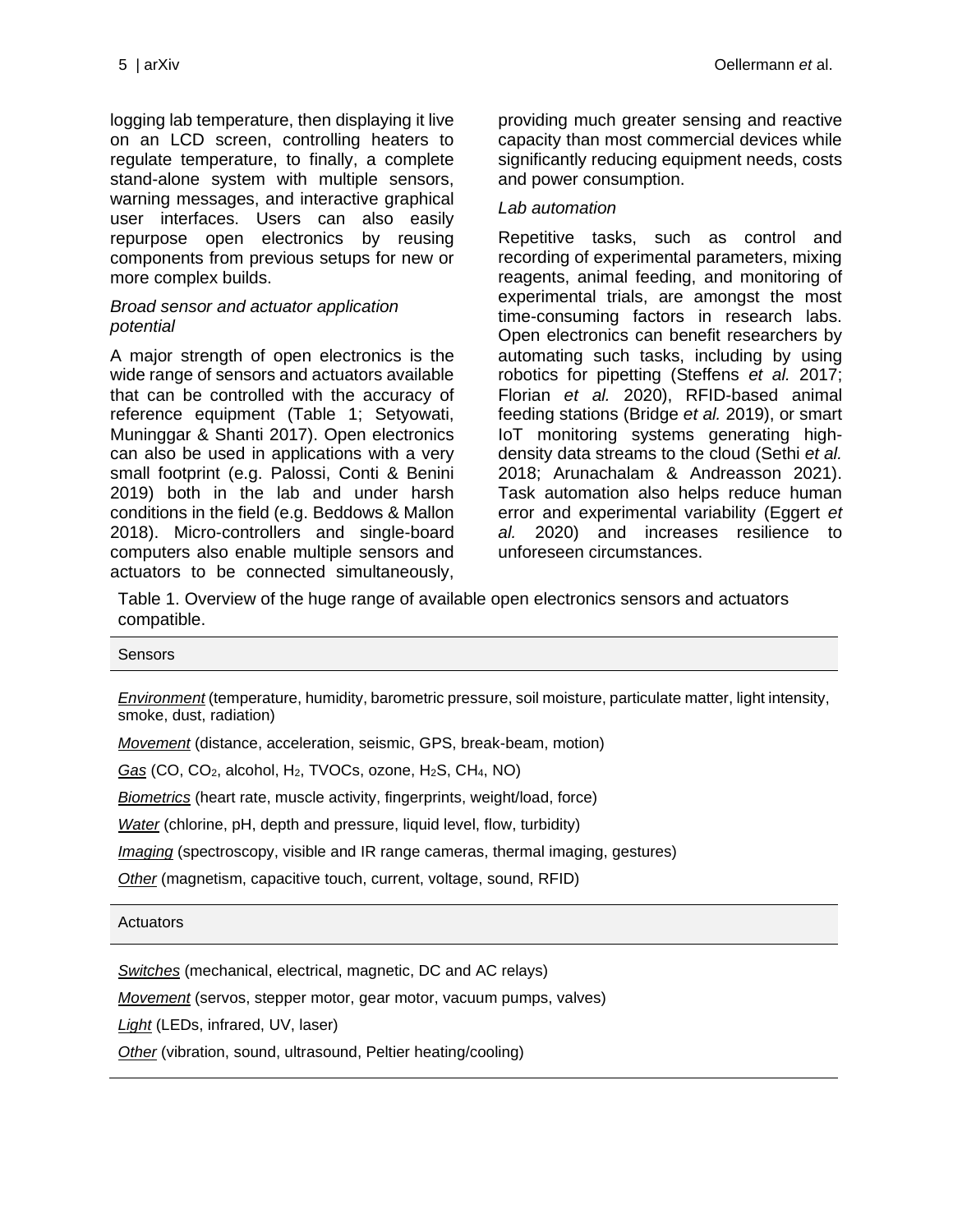logging lab temperature, then displaying it live on an LCD screen, controlling heaters to regulate temperature, to finally, a complete stand-alone system with multiple sensors, warning messages, and interactive graphical user interfaces. Users can also easily repurpose open electronics by reusing components from previous setups for new or more complex builds.

### *Broad sensor and actuator application potential*

A major strength of open electronics is the wide range of sensors and actuators available that can be controlled with the accuracy of reference equipment (Table 1; Setyowati, Muninggar & Shanti 2017). Open electronics can also be used in applications with a very small footprint (e.g. Palossi, Conti & Benini 2019) both in the lab and under harsh conditions in the field (e.g. Beddows & Mallon 2018). Micro-controllers and single-board computers also enable multiple sensors and actuators to be connected simultaneously, providing much greater sensing and reactive capacity than most commercial devices while significantly reducing equipment needs, costs and power consumption.

### *Lab automation*

Repetitive tasks, such as control and recording of experimental parameters, mixing reagents, animal feeding, and monitoring of experimental trials, are amongst the most time-consuming factors in research labs. Open electronics can benefit researchers by automating such tasks, including by using robotics for pipetting (Steffens *et al.* 2017; Florian *et al.* 2020), RFID-based animal feeding stations (Bridge *et al.* 2019), or smart IoT monitoring systems generating high-density data streams to the cloud (Sethi *et al.* 2018; Arunachalam & Andreasson 2021). Task automation also helps reduce human error and experimental variability (Eggert *et al.* 2020) and increases resilience to unforeseen circumstances.

Table 1. Overview of the huge range of available open electronics sensors and actuators compatible.

| Sensors |
|---|
| ***Environment*** (temperature, humidity, barometric pressure, soil moisture, particulate matter, light intensity, smoke, dust, radiation) |
| ***Movement*** (distance, acceleration, seismic, GPS, break-beam, motion) |
| ***Gas*** (CO, $CO_2$, alcohol, $H_2$, TVOCs, ozone, $H_2S$, $CH_4$, NO) |
| ***Biometrics*** (heart rate, muscle activity, fingerprints, weight/load, force) |
| ***Water*** (chlorine, pH, depth and pressure, liquid level, flow, turbidity) |
| ***Imaging*** (spectroscopy, visible and IR range cameras, thermal imaging, gestures) |
| ***Other*** (magnetism, capacitive touch, current, voltage, sound, RFID) |
| **Actuators** |
| ***Switches*** (mechanical, electrical, magnetic, DC and AC relays) |
| ***Movement*** (servos, stepper motor, gear motor, vacuum pumps, valves) |
| ***Light*** (LEDs, infrared, UV, laser) |
| ***Other*** (vibration, sound, ultrasound, Peltier heating/cooling) |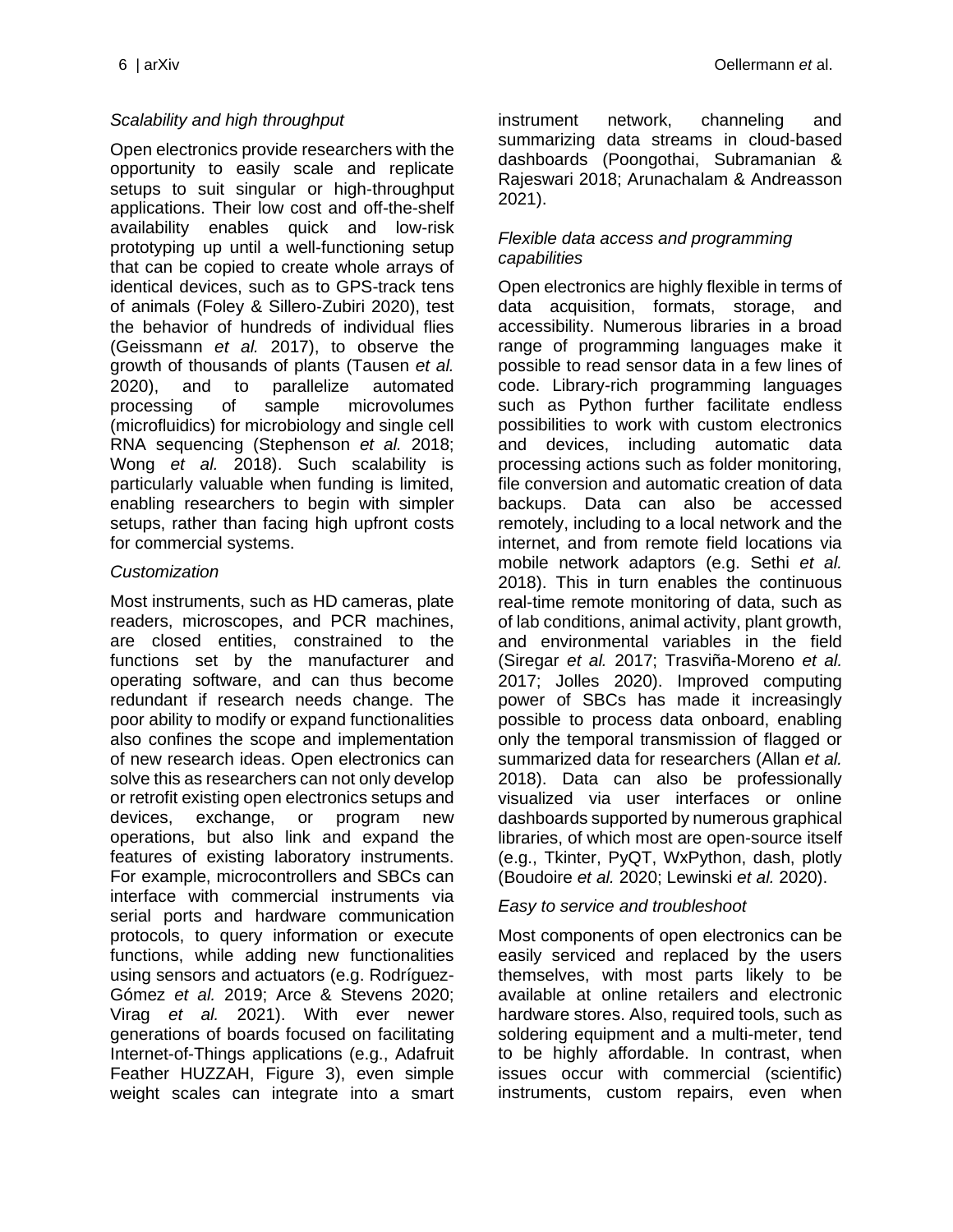*Scalability and high throughput*

Open electronics provide researchers with the opportunity to easily scale and replicate setups to suit singular or high-throughput applications. Their low cost and off-the-shelf availability enables quick and low-risk prototyping up until a well-functioning setup that can be copied to create whole arrays of identical devices, such as to GPS-track tens of animals (Foley & Sillero-Zubiri 2020), test the behavior of hundreds of individual flies (Geissmann *et al.* 2017), to observe the growth of thousands of plants (Tausen *et al.* 2020), and to parallelize automated processing of sample microvolumes (microfluidics) for microbiology and single cell RNA sequencing (Stephenson *et al.* 2018; Wong *et al.* 2018). Such scalability is particularly valuable when funding is limited, enabling researchers to begin with simpler setups, rather than facing high upfront costs for commercial systems.

*Customization*

Most instruments, such as HD cameras, plate readers, microscopes, and PCR machines, are closed entities, constrained to the functions set by the manufacturer and operating software, and can thus become redundant if research needs change. The poor ability to modify or expand functionalities also confines the scope and implementation of new research ideas. Open electronics can solve this as researchers can not only develop or retrofit existing open electronics setups and devices, exchange, or program new operations, but also link and expand the features of existing laboratory instruments. For example, microcontrollers and SBCs can interface with commercial instruments via serial ports and hardware communication protocols, to query information or execute functions, while adding new functionalities using sensors and actuators (e.g. Rodríguez-Gómez *et al.* 2019; Arce & Stevens 2020; Virag *et al.* 2021). With ever newer generations of boards focused on facilitating Internet-of-Things applications (e.g., Adafruit Feather HUZZAH, Figure 3), even simple weight scales can integrate into a smart instrument network, channeling and summarizing data streams in cloud-based dashboards (Poongothai, Subramanian & Rajeswari 2018; Arunachalam & Andreasson 2021).

*Flexible data access and programming capabilities*

Open electronics are highly flexible in terms of data acquisition, formats, storage, and accessibility. Numerous libraries in a broad range of programming languages make it possible to read sensor data in a few lines of code. Library-rich programming languages such as Python further facilitate endless possibilities to work with custom electronics and devices, including automatic data processing actions such as folder monitoring, file conversion and automatic creation of data backups. Data can also be accessed remotely, including to a local network and the internet, and from remote field locations via mobile network adaptors (e.g. Sethi *et al.* 2018). This in turn enables the continuous real-time remote monitoring of data, such as of lab conditions, animal activity, plant growth, and environmental variables in the field (Siregar *et al.* 2017; Trasviña-Moreno *et al.* 2017; Jolles 2020). Improved computing power of SBCs has made it increasingly possible to process data onboard, enabling only the temporal transmission of flagged or summarized data for researchers (Allan *et al.* 2018). Data can also be professionally visualized via user interfaces or online dashboards supported by numerous graphical libraries, of which most are open-source itself (e.g., Tkinter, PyQT, WxPython, dash, plotly (Boudoire *et al.* 2020; Lewinski *et al.* 2020).

*Easy to service and troubleshoot*

Most components of open electronics can be easily serviced and replaced by the users themselves, with most parts likely to be available at online retailers and electronic hardware stores. Also, required tools, such as soldering equipment and a multi-meter, tend to be highly affordable. In contrast, when issues occur with commercial (scientific) instruments, custom repairs, even when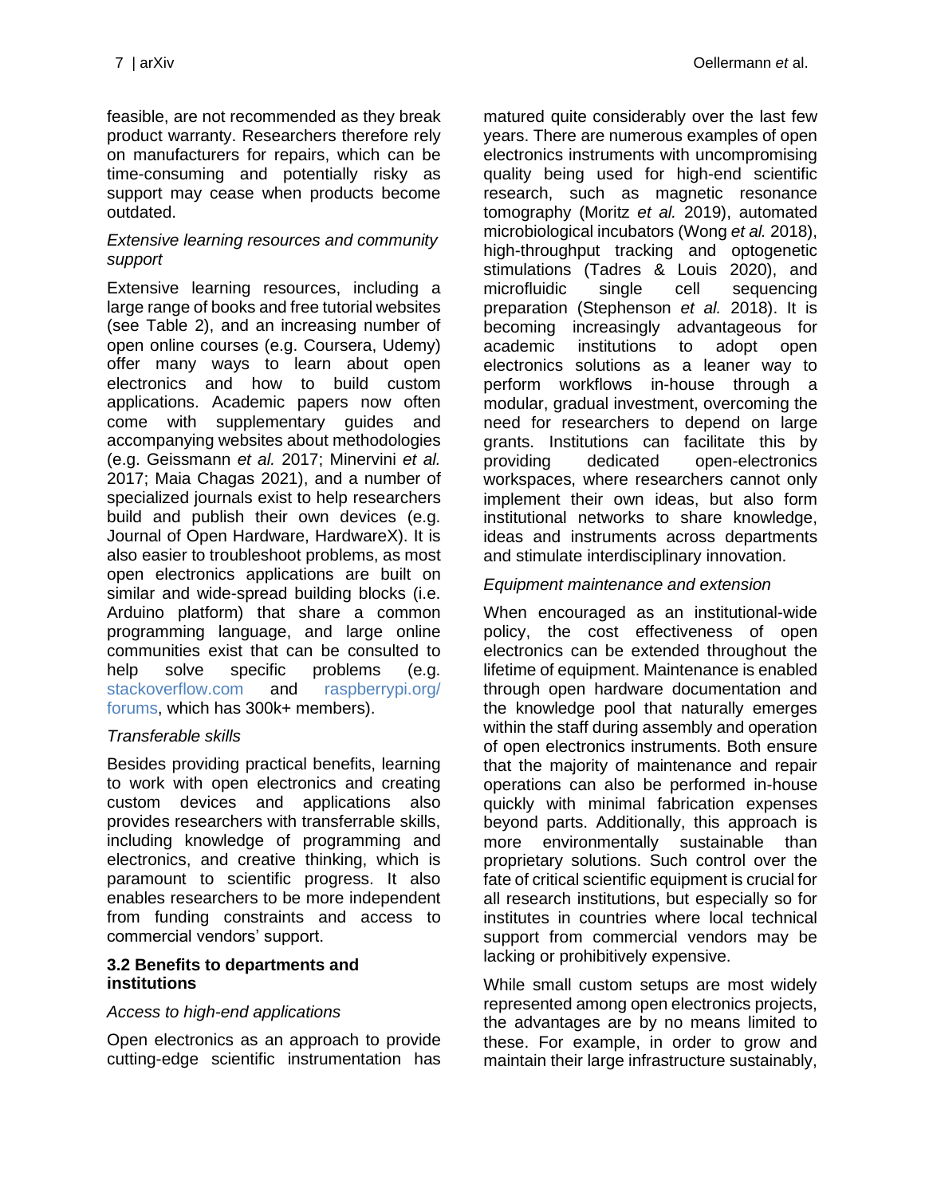feasible, are not recommended as they break product warranty. Researchers therefore rely on manufacturers for repairs, which can be time-consuming and potentially risky as support may cease when products become outdated.

*Extensive learning resources and community support*

Extensive learning resources, including a large range of books and free tutorial websites (see Table 2), and an increasing number of open online courses (e.g. Coursera, Udemy) offer many ways to learn about open electronics and how to build custom applications. Academic papers now often come with supplementary guides and accompanying websites about methodologies (e.g. Geissmann *et al.* 2017; Minervini *et al.* 2017; Maia Chagas 2021), and a number of specialized journals exist to help researchers build and publish their own devices (e.g. Journal of Open Hardware, HardwareX). It is also easier to troubleshoot problems, as most open electronics applications are built on similar and wide-spread building blocks (i.e. Arduino platform) that share a common programming language, and large online communities exist that can be consulted to help solve specific problems (e.g. stackoverflow.com and raspberrypi.org/forums, which has 300k+ members).

*Transferable skills*

Besides providing practical benefits, learning to work with open electronics and creating custom devices and applications also provides researchers with transferrable skills, including knowledge of programming and electronics, and creative thinking, which is paramount to scientific progress. It also enables researchers to be more independent from funding constraints and access to commercial vendors' support.

### 3.2 Benefits to departments and institutions

*Access to high-end applications*

Open electronics as an approach to provide cutting-edge scientific instrumentation has matured quite considerably over the last few years. There are numerous examples of open electronics instruments with uncompromising quality being used for high-end scientific research, such as magnetic resonance tomography (Moritz *et al.* 2019), automated microbiological incubators (Wong *et al.* 2018), high-throughput tracking and optogenetic stimulations (Tadres & Louis 2020), and microfluidic single cell sequencing preparation (Stephenson *et al.* 2018). It is becoming increasingly advantageous for academic institutions to adopt open electronics solutions as a leaner way to perform workflows in-house through a modular, gradual investment, overcoming the need for researchers to depend on large grants. Institutions can facilitate this by providing dedicated open-electronics workspaces, where researchers cannot only implement their own ideas, but also form institutional networks to share knowledge, ideas and instruments across departments and stimulate interdisciplinary innovation.

*Equipment maintenance and extension*

When encouraged as an institutional-wide policy, the cost effectiveness of open electronics can be extended throughout the lifetime of equipment. Maintenance is enabled through open hardware documentation and the knowledge pool that naturally emerges within the staff during assembly and operation of open electronics instruments. Both ensure that the majority of maintenance and repair operations can also be performed in-house quickly with minimal fabrication expenses beyond parts. Additionally, this approach is more environmentally sustainable than proprietary solutions. Such control over the fate of critical scientific equipment is crucial for all research institutions, but especially so for institutes in countries where local technical support from commercial vendors may be lacking or prohibitively expensive.

While small custom setups are most widely represented among open electronics projects, the advantages are by no means limited to these. For example, in order to grow and maintain their large infrastructure sustainably,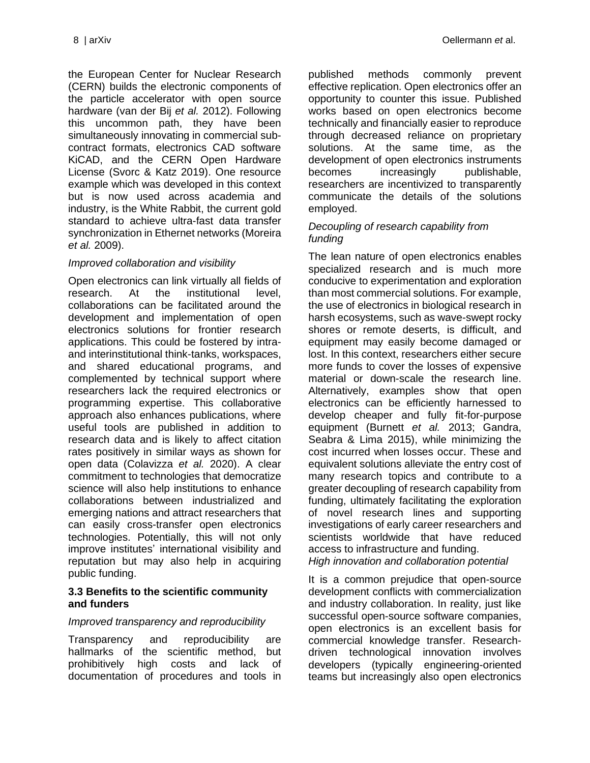the European Center for Nuclear Research (CERN) builds the electronic components of the particle accelerator with open source hardware (van der Bij *et al.* 2012). Following this uncommon path, they have been simultaneously innovating in commercial sub-contract formats, electronics CAD software KiCAD, and the CERN Open Hardware License (Svorc & Katz 2019). One resource example which was developed in this context but is now used across academia and industry, is the White Rabbit, the current gold standard to achieve ultra-fast data transfer synchronization in Ethernet networks (Moreira *et al.* 2009).

*Improved collaboration and visibility*

Open electronics can link virtually all fields of research. At the institutional level, collaborations can be facilitated around the development and implementation of open electronics solutions for frontier research applications. This could be fostered by intra- and interinstitutional think-tanks, workspaces, and shared educational programs, and complemented by technical support where researchers lack the required electronics or programming expertise. This collaborative approach also enhances publications, where useful tools are published in addition to research data and is likely to affect citation rates positively in similar ways as shown for open data (Colavizza *et al.* 2020). A clear commitment to technologies that democratize science will also help institutions to enhance collaborations between industrialized and emerging nations and attract researchers that can easily cross-transfer open electronics technologies. Potentially, this will not only improve institutes' international visibility and reputation but may also help in acquiring public funding.

### 3.3 Benefits to the scientific community and funders

*Improved transparency and reproducibility*

Transparency and reproducibility are hallmarks of the scientific method, but prohibitively high costs and lack of documentation of procedures and tools in published methods commonly prevent effective replication. Open electronics offer an opportunity to counter this issue. Published works based on open electronics become technically and financially easier to reproduce through decreased reliance on proprietary solutions. At the same time, as the development of open electronics instruments becomes increasingly publishable, researchers are incentivized to transparently communicate the details of the solutions employed.

*Decoupling of research capability from funding*

The lean nature of open electronics enables specialized research and is much more conducive to experimentation and exploration than most commercial solutions. For example, the use of electronics in biological research in harsh ecosystems, such as wave-swept rocky shores or remote deserts, is difficult, and equipment may easily become damaged or lost. In this context, researchers either secure more funds to cover the losses of expensive material or down-scale the research line. Alternatively, examples show that open electronics can be efficiently harnessed to develop cheaper and fully fit-for-purpose equipment (Burnett *et al.* 2013; Gandra, Seabra & Lima 2015), while minimizing the cost incurred when losses occur. These and equivalent solutions alleviate the entry cost of many research topics and contribute to a greater decoupling of research capability from funding, ultimately facilitating the exploration of novel research lines and supporting investigations of early career researchers and scientists worldwide that have reduced access to infrastructure and funding.

*High innovation and collaboration potential*

It is a common prejudice that open-source development conflicts with commercialization and industry collaboration. In reality, just like successful open-source software companies, open electronics is an excellent basis for commercial knowledge transfer. Research-driven technological innovation involves developers (typically engineering-oriented teams but increasingly also open electronics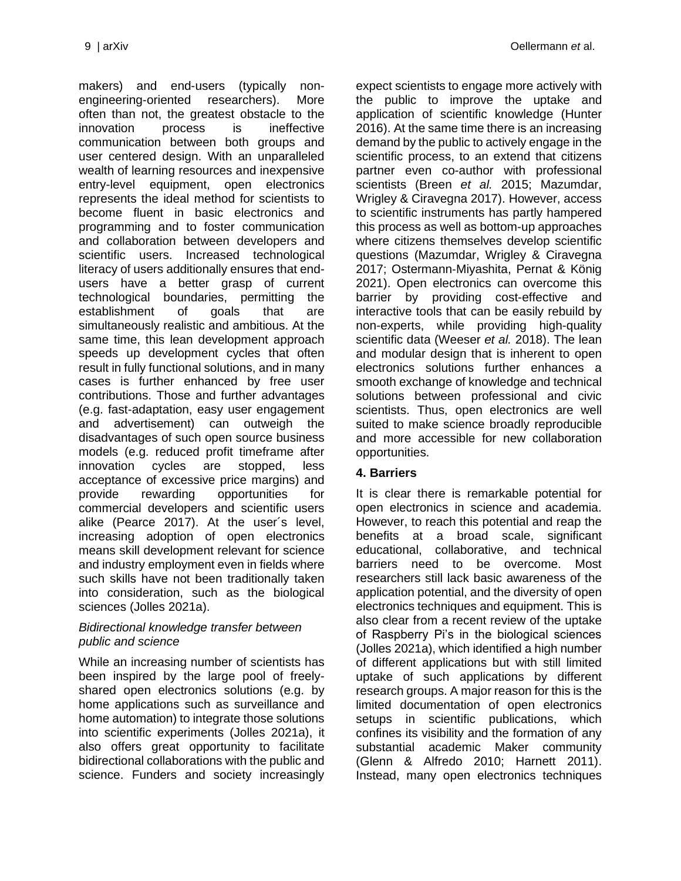makers) and end-users (typically non-engineering-oriented researchers). More often than not, the greatest obstacle to the innovation process is ineffective communication between both groups and user centered design. With an unparalleled wealth of learning resources and inexpensive entry-level equipment, open electronics represents the ideal method for scientists to become fluent in basic electronics and programming and to foster communication and collaboration between developers and scientific users. Increased technological literacy of users additionally ensures that end-users have a better grasp of current technological boundaries, permitting the establishment of goals that are simultaneously realistic and ambitious. At the same time, this lean development approach speeds up development cycles that often result in fully functional solutions, and in many cases is further enhanced by free user contributions. Those and further advantages (e.g. fast-adaptation, easy user engagement and advertisement) can outweigh the disadvantages of such open source business models (e.g. reduced profit timeframe after innovation cycles are stopped, less acceptance of excessive price margins) and provide rewarding opportunities for commercial developers and scientific users alike (Pearce 2017). At the user´s level, increasing adoption of open electronics means skill development relevant for science and industry employment even in fields where such skills have not been traditionally taken into consideration, such as the biological sciences (Jolles 2021a).

*Bidirectional knowledge transfer between public and science*

While an increasing number of scientists has been inspired by the large pool of freely-shared open electronics solutions (e.g. by home applications such as surveillance and home automation) to integrate those solutions into scientific experiments (Jolles 2021a), it also offers great opportunity to facilitate bidirectional collaborations with the public and science. Funders and society increasingly expect scientists to engage more actively with the public to improve the uptake and application of scientific knowledge (Hunter 2016). At the same time there is an increasing demand by the public to actively engage in the scientific process, to an extend that citizens partner even co-author with professional scientists (Breen *et al.* 2015; Mazumdar, Wrigley & Ciravegna 2017). However, access to scientific instruments has partly hampered this process as well as bottom-up approaches where citizens themselves develop scientific questions (Mazumdar, Wrigley & Ciravegna 2017; Ostermann-Miyashita, Pernat & König 2021). Open electronics can overcome this barrier by providing cost-effective and interactive tools that can be easily rebuild by non-experts, while providing high-quality scientific data (Weeser *et al.* 2018). The lean and modular design that is inherent to open electronics solutions further enhances a smooth exchange of knowledge and technical solutions between professional and civic scientists. Thus, open electronics are well suited to make science broadly reproducible and more accessible for new collaboration opportunities.

## 4. Barriers

It is clear there is remarkable potential for open electronics in science and academia. However, to reach this potential and reap the benefits at a broad scale, significant educational, collaborative, and technical barriers need to be overcome. Most researchers still lack basic awareness of the application potential, and the diversity of open electronics techniques and equipment. This is also clear from a recent review of the uptake of Raspberry Pi's in the biological sciences (Jolles 2021a), which identified a high number of different applications but with still limited uptake of such applications by different research groups. A major reason for this is the limited documentation of open electronics setups in scientific publications, which confines its visibility and the formation of any substantial academic Maker community (Glenn & Alfredo 2010; Harnett 2011). Instead, many open electronics techniques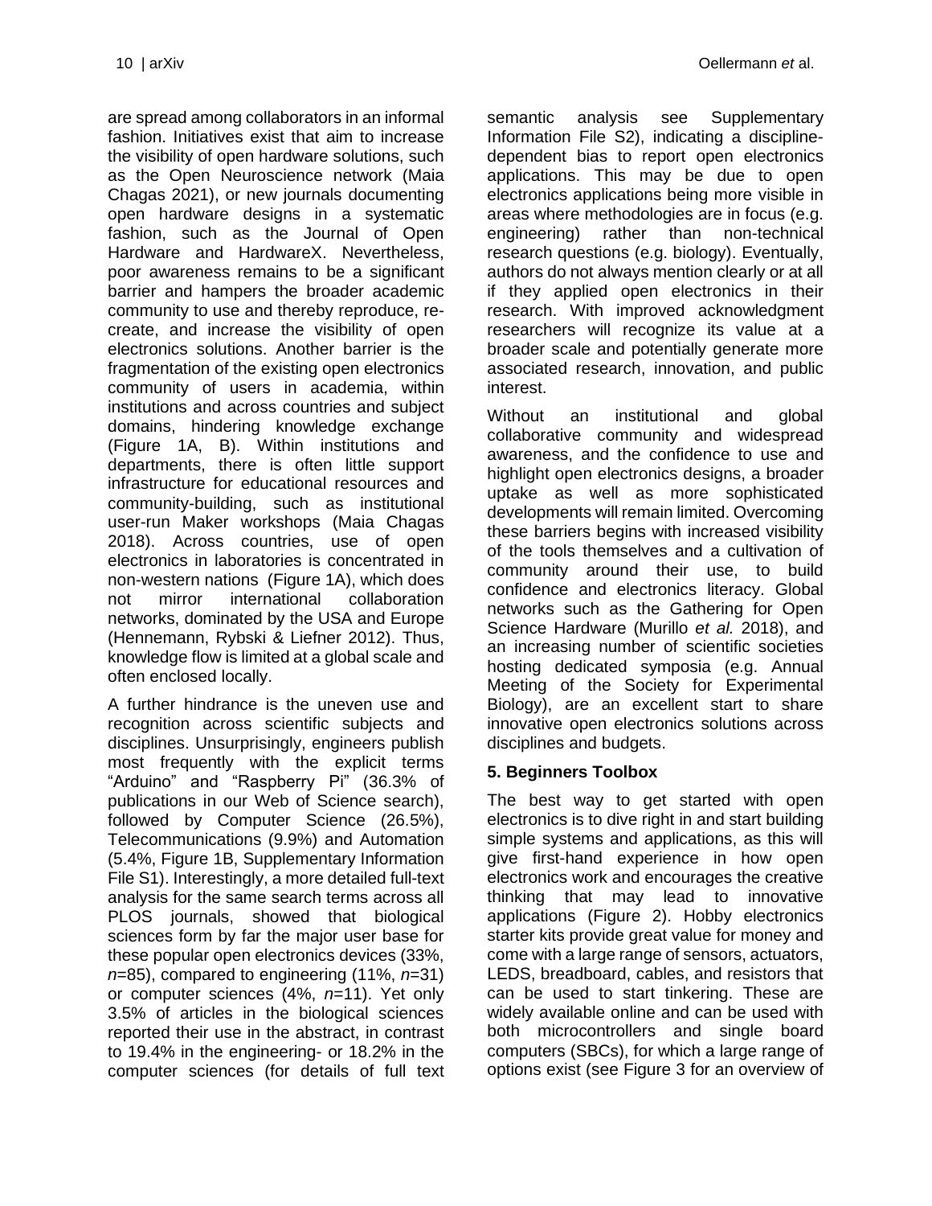are spread among collaborators in an informal fashion. Initiatives exist that aim to increase the visibility of open hardware solutions, such as the Open Neuroscience network (Maia Chagas 2021), or new journals documenting open hardware designs in a systematic fashion, such as the Journal of Open Hardware and HardwareX. Nevertheless, poor awareness remains to be a significant barrier and hampers the broader academic community to use and thereby reproduce, re-create, and increase the visibility of open electronics solutions. Another barrier is the fragmentation of the existing open electronics community of users in academia, within institutions and across countries and subject domains, hindering knowledge exchange (Figure 1A, B). Within institutions and departments, there is often little support infrastructure for educational resources and community-building, such as institutional user-run Maker workshops (Maia Chagas 2018). Across countries, use of open electronics in laboratories is concentrated in non-western nations (Figure 1A), which does not mirror international collaboration networks, dominated by the USA and Europe (Hennemann, Rybski & Liefner 2012). Thus, knowledge flow is limited at a global scale and often enclosed locally.

A further hindrance is the uneven use and recognition across scientific subjects and disciplines. Unsurprisingly, engineers publish most frequently with the explicit terms "Arduino" and "Raspberry Pi" (36.3% of publications in our Web of Science search), followed by Computer Science (26.5%), Telecommunications (9.9%) and Automation (5.4%, Figure 1B, Supplementary Information File S1). Interestingly, a more detailed full-text analysis for the same search terms across all PLOS journals, showed that biological sciences form by far the major user base for these popular open electronics devices (33%, *n*=85), compared to engineering (11%, *n*=31) or computer sciences (4%, *n*=11). Yet only 3.5% of articles in the biological sciences reported their use in the abstract, in contrast to 19.4% in the engineering- or 18.2% in the computer sciences (for details of full text semantic analysis see Supplementary Information File S2), indicating a discipline-dependent bias to report open electronics applications. This may be due to open electronics applications being more visible in areas where methodologies are in focus (e.g. engineering) rather than non-technical research questions (e.g. biology). Eventually, authors do not always mention clearly or at all if they applied open electronics in their research. With improved acknowledgment researchers will recognize its value at a broader scale and potentially generate more associated research, innovation, and public interest.

Without an institutional and global collaborative community and widespread awareness, and the confidence to use and highlight open electronics designs, a broader uptake as well as more sophisticated developments will remain limited. Overcoming these barriers begins with increased visibility of the tools themselves and a cultivation of community around their use, to build confidence and electronics literacy. Global networks such as the Gathering for Open Science Hardware (Murillo *et al.* 2018), and an increasing number of scientific societies hosting dedicated symposia (e.g. Annual Meeting of the Society for Experimental Biology), are an excellent start to share innovative open electronics solutions across disciplines and budgets.

## 5. Beginners Toolbox

The best way to get started with open electronics is to dive right in and start building simple systems and applications, as this will give first-hand experience in how open electronics work and encourages the creative thinking that may lead to innovative applications (Figure 2). Hobby electronics starter kits provide great value for money and come with a large range of sensors, actuators, LEDS, breadboard, cables, and resistors that can be used to start tinkering. These are widely available online and can be used with both microcontrollers and single board computers (SBCs), for which a large range of options exist (see Figure 3 for an overview of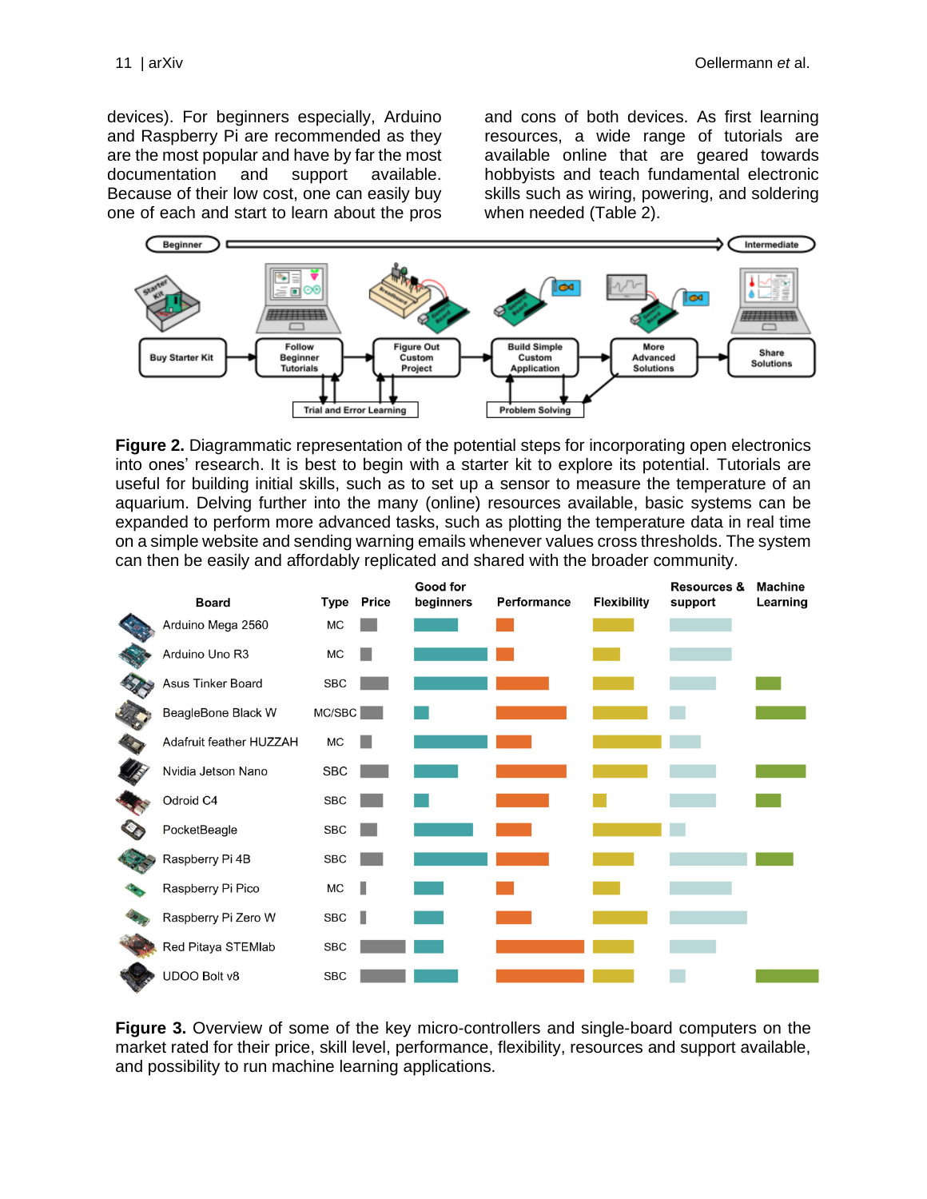devices). For beginners especially, Arduino and Raspberry Pi are recommended as they are the most popular and have by far the most documentation and support available. Because of their low cost, one can easily buy one of each and start to learn about the pros and cons of both devices. As first learning resources, a wide range of tutorials are available online that are geared towards hobbyists and teach fundamental electronic skills such as wiring, powering, and soldering when needed (Table 2).

**Figure 2.** Diagrammatic representation of the potential steps for incorporating open electronics into ones' research. It is best to begin with a starter kit to explore its potential. Tutorials are useful for building initial skills, such as to set up a sensor to measure the temperature of an aquarium. Delving further into the many (online) resources available, basic systems can be expanded to perform more advanced tasks, such as plotting the temperature data in real time on a simple website and sending warning emails whenever values cross thresholds. The system can then be easily and affordably replicated and shared with the broader community.

**Figure 3.** Overview of some of the key micro-controllers and single-board computers on the market rated for their price, skill level, performance, flexibility, resources and support available, and possibility to run machine learning applications.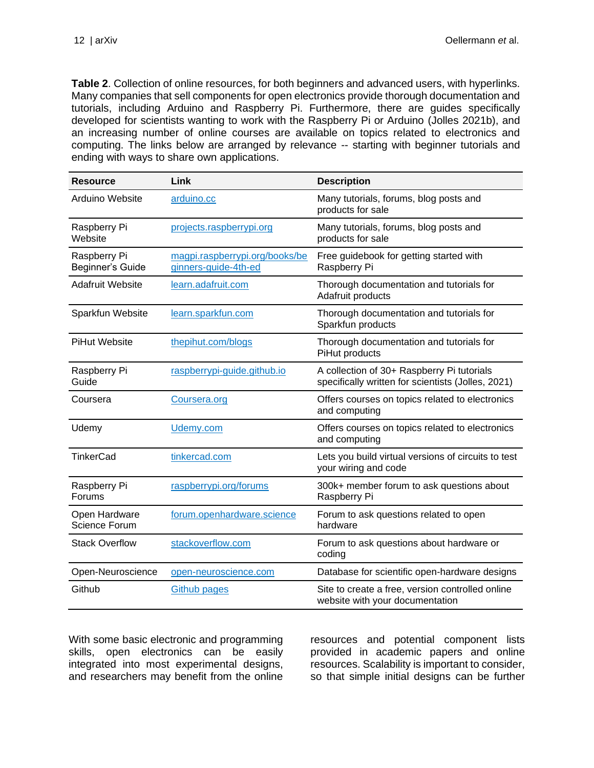**Table 2**. Collection of online resources, for both beginners and advanced users, with hyperlinks. Many companies that sell components for open electronics provide thorough documentation and tutorials, including Arduino and Raspberry Pi. Furthermore, there are guides specifically developed for scientists wanting to work with the Raspberry Pi or Arduino (Jolles 2021b), and an increasing number of online courses are available on topics related to electronics and computing. The links below are arranged by relevance -- starting with beginner tutorials and ending with ways to share own applications.

| Resource | Link | Description |
|---|---|---|
| Arduino Website | arduino.cc | Many tutorials, forums, blog posts and products for sale |
| Raspberry Pi Website | projects.raspberrypi.org | Many tutorials, forums, blog posts and products for sale |
| Raspberry Pi Beginner's Guide | magpi.raspberrypi.org/books/beginners-guide-4th-ed | Free guidebook for getting started with Raspberry Pi |
| Adafruit Website | learn.adafruit.com | Thorough documentation and tutorials for Adafruit products |
| Sparkfun Website | learn.sparkfun.com | Thorough documentation and tutorials for Sparkfun products |
| PiHut Website | thepihut.com/blogs | Thorough documentation and tutorials for PiHut products |
| Raspberry Pi Guide | raspberrypi-guide.github.io | A collection of 30+ Raspberry Pi tutorials specifically written for scientists (Jolles, 2021) |
| Coursera | Coursera.org | Offers courses on topics related to electronics and computing |
| Udemy | Udemy.com | Offers courses on topics related to electronics and computing |
| TinkerCad | tinkercad.com | Lets you build virtual versions of circuits to test your wiring and code |
| Raspberry Pi Forums | raspberrypi.org/forums | 300k+ member forum to ask questions about Raspberry Pi |
| Open Hardware Science Forum | forum.openhardware.science | Forum to ask questions related to open hardware |
| Stack Overflow | stackoverflow.com | Forum to ask questions about hardware or coding |
| Open-Neuroscience | open-neuroscience.com | Database for scientific open-hardware designs |
| Github | Github pages | Site to create a free, version controlled online website with your documentation |

With some basic electronic and programming skills, open electronics can be easily integrated into most experimental designs, and researchers may benefit from the online resources and potential component lists provided in academic papers and online resources. Scalability is important to consider, so that simple initial designs can be further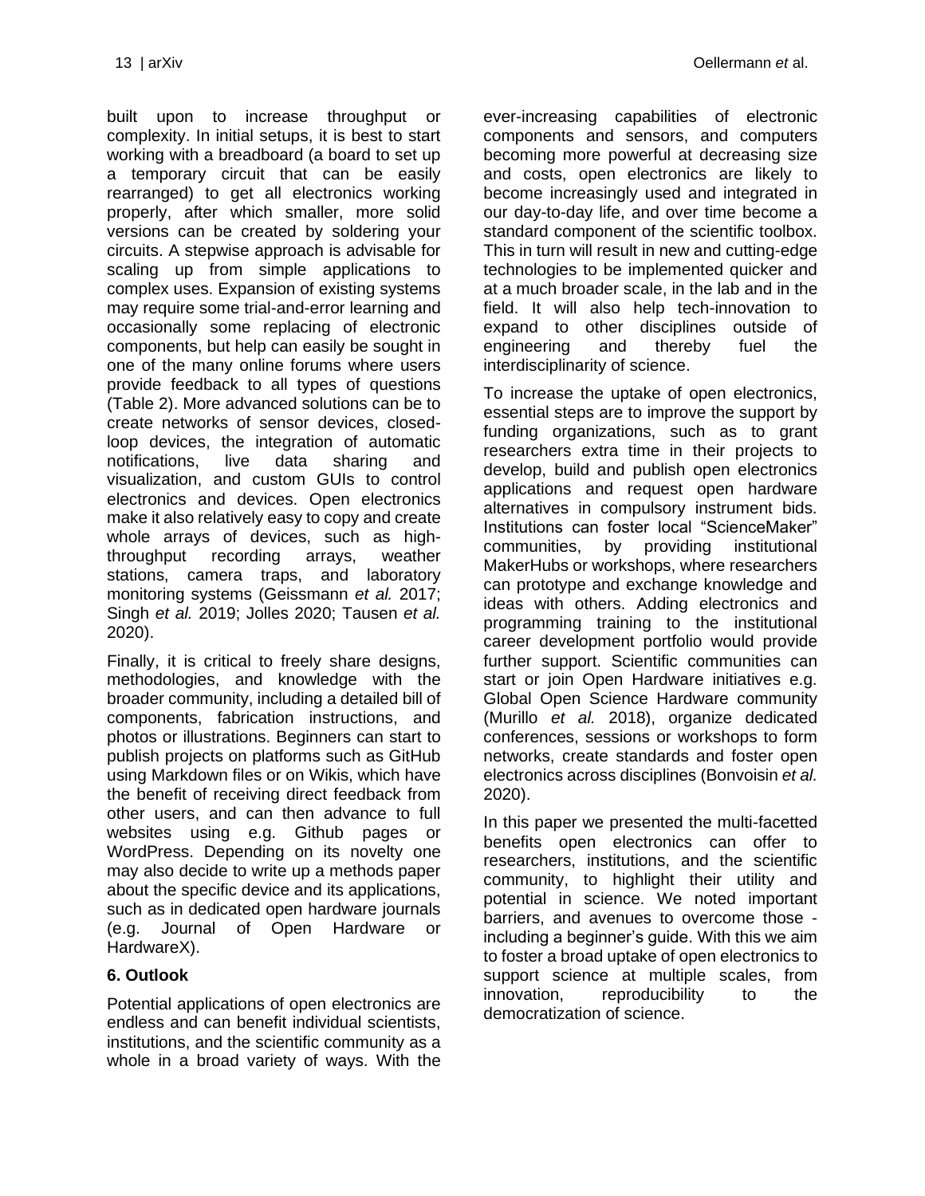built upon to increase throughput or complexity. In initial setups, it is best to start working with a breadboard (a board to set up a temporary circuit that can be easily rearranged) to get all electronics working properly, after which smaller, more solid versions can be created by soldering your circuits. A stepwise approach is advisable for scaling up from simple applications to complex uses. Expansion of existing systems may require some trial-and-error learning and occasionally some replacing of electronic components, but help can easily be sought in one of the many online forums where users provide feedback to all types of questions (Table 2). More advanced solutions can be to create networks of sensor devices, closed-loop devices, the integration of automatic notifications, live data sharing and visualization, and custom GUIs to control electronics and devices. Open electronics make it also relatively easy to copy and create whole arrays of devices, such as high-throughput recording arrays, weather stations, camera traps, and laboratory monitoring systems (Geissmann *et al.* 2017; Singh *et al.* 2019; Jolles 2020; Tausen *et al.* 2020).

Finally, it is critical to freely share designs, methodologies, and knowledge with the broader community, including a detailed bill of components, fabrication instructions, and photos or illustrations. Beginners can start to publish projects on platforms such as GitHub using Markdown files or on Wikis, which have the benefit of receiving direct feedback from other users, and can then advance to full websites using e.g. Github pages or WordPress. Depending on its novelty one may also decide to write up a methods paper about the specific device and its applications, such as in dedicated open hardware journals (e.g. Journal of Open Hardware or HardwareX).

## 6. Outlook

Potential applications of open electronics are endless and can benefit individual scientists, institutions, and the scientific community as a whole in a broad variety of ways. With the ever-increasing capabilities of electronic components and sensors, and computers becoming more powerful at decreasing size and costs, open electronics are likely to become increasingly used and integrated in our day-to-day life, and over time become a standard component of the scientific toolbox. This in turn will result in new and cutting-edge technologies to be implemented quicker and at a much broader scale, in the lab and in the field. It will also help tech-innovation to expand to other disciplines outside of engineering and thereby fuel the interdisciplinarity of science.

To increase the uptake of open electronics, essential steps are to improve the support by funding organizations, such as to grant researchers extra time in their projects to develop, build and publish open electronics applications and request open hardware alternatives in compulsory instrument bids. Institutions can foster local "ScienceMaker" communities, by providing institutional MakerHubs or workshops, where researchers can prototype and exchange knowledge and ideas with others. Adding electronics and programming training to the institutional career development portfolio would provide further support. Scientific communities can start or join Open Hardware initiatives e.g. Global Open Science Hardware community (Murillo *et al.* 2018), organize dedicated conferences, sessions or workshops to form networks, create standards and foster open electronics across disciplines (Bonvoisin *et al.* 2020).

In this paper we presented the multi-facetted benefits open electronics can offer to researchers, institutions, and the scientific community, to highlight their utility and potential in science. We noted important barriers, and avenues to overcome those - including a beginner's guide. With this we aim to foster a broad uptake of open electronics to support science at multiple scales, from innovation, reproducibility to the democratization of science.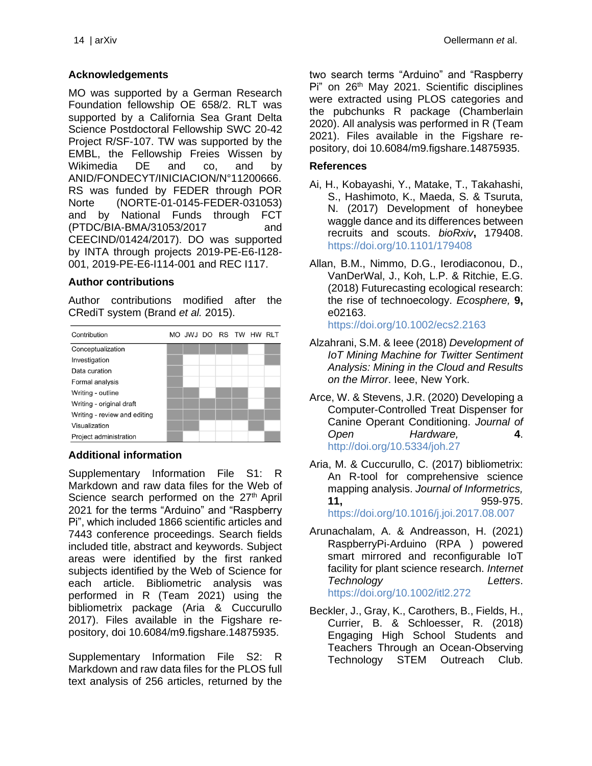## Acknowledgements

MO was supported by a German Research Foundation fellowship OE 658/2. RLT was supported by a California Sea Grant Delta Science Postdoctoral Fellowship SWC 20-42 Project R/SF-107. TW was supported by the EMBL, the Fellowship Freies Wissen by Wikimedia DE and co, and by ANID/FONDECYT/INICIACION/N°11200666. RS was funded by FEDER through POR Norte (NORTE-01-0145-FEDER-031053) and by National Funds through FCT (PTDC/BIA-BMA/31053/2017 and CEECIND/01424/2017). DO was supported by INTA through projects 2019-PE-E6-I128-001, 2019-PE-E6-I114-001 and REC I117.

## Author contributions

Author contributions modified after the CRediT system (Brand *et al.* 2015).

| Contribution | MO | JWJ | DO | RS | TW | HW | RLT |
|---|---|---|---|---|---|---|---|
| Conceptualization | ■ | ■ | ■ | ■ | ■ | | ■ |
| Investigation | ■ | | | | | | ■ |
| Data curation | ■ | | | | | | |
| Formal analysis | ■ | | | | | | |
| Writing - outline | ■ | ■ | | ■ | ■ | | ■ |
| Writing - original draft | ■ | ■ | ■ | ■ | ■ | | ■ |
| Writing - review and editing | ■ | ■ | ■ | ■ | ■ | ■ | ■ |
| Visualization | ■ | ■ | | | | ■ | |
| Project administration | ■ | | | | | | ■ |

## Additional information

Supplementary Information File S1: R Markdown and raw data files for the Web of Science search performed on the 27th April 2021 for the terms "Arduino" and "Raspberry Pi", which included 1866 scientific articles and 7443 conference proceedings. Search fields included title, abstract and keywords. Subject areas were identified by the first ranked subjects identified by the Web of Science for each article. Bibliometric analysis was performed in R (Team 2021) using the bibliometrix package (Aria & Cuccurullo 2017). Files available in the Figshare repository, doi 10.6084/m9.figshare.14875935.

Supplementary Information File S2: R Markdown and raw data files for the PLOS full text analysis of 256 articles, returned by the two search terms "Arduino" and "Raspberry Pi" on 26th May 2021. Scientific disciplines were extracted using PLOS categories and the pubchunks R package (Chamberlain 2020). All analysis was performed in R (Team 2021). Files available in the Figshare repository, doi 10.6084/m9.figshare.14875935.

## References

Ai, H., Kobayashi, Y., Matake, T., Takahashi, S., Hashimoto, K., Maeda, S. & Tsuruta, N. (2017) Development of honeybee waggle dance and its differences between recruits and scouts. *bioRxiv*, 179408. https://doi.org/10.1101/179408

Allan, B.M., Nimmo, D.G., Ierodiaconou, D., VanDerWal, J., Koh, L.P. & Ritchie, E.G. (2018) Futurecasting ecological research: the rise of technoecology. *Ecosphere,* **9,** e02163. https://doi.org/10.1002/ecs2.2163

Alzahrani, S.M. & Ieee (2018) *Development of IoT Mining Machine for Twitter Sentiment Analysis: Mining in the Cloud and Results on the Mirror*. Ieee, New York.

Arce, W. & Stevens, J.R. (2020) Developing a Computer-Controlled Treat Dispenser for Canine Operant Conditioning. *Journal of Open Hardware,* **4**. http://doi.org/10.5334/joh.27

Aria, M. & Cuccurullo, C. (2017) bibliometrix: An R-tool for comprehensive science mapping analysis. *Journal of Informetrics,* **11,** 959-975. https://doi.org/10.1016/j.joi.2017.08.007

Arunachalam, A. & Andreasson, H. (2021) RaspberryPi-Arduino (RPA ) powered smart mirrored and reconfigurable IoT facility for plant science research. *Internet Technology Letters*. https://doi.org/10.1002/itl2.272

Beckler, J., Gray, K., Carothers, B., Fields, H., Currier, B. & Schloesser, R. (2018) Engaging High School Students and Teachers Through an Ocean-Observing Technology STEM Outreach Club.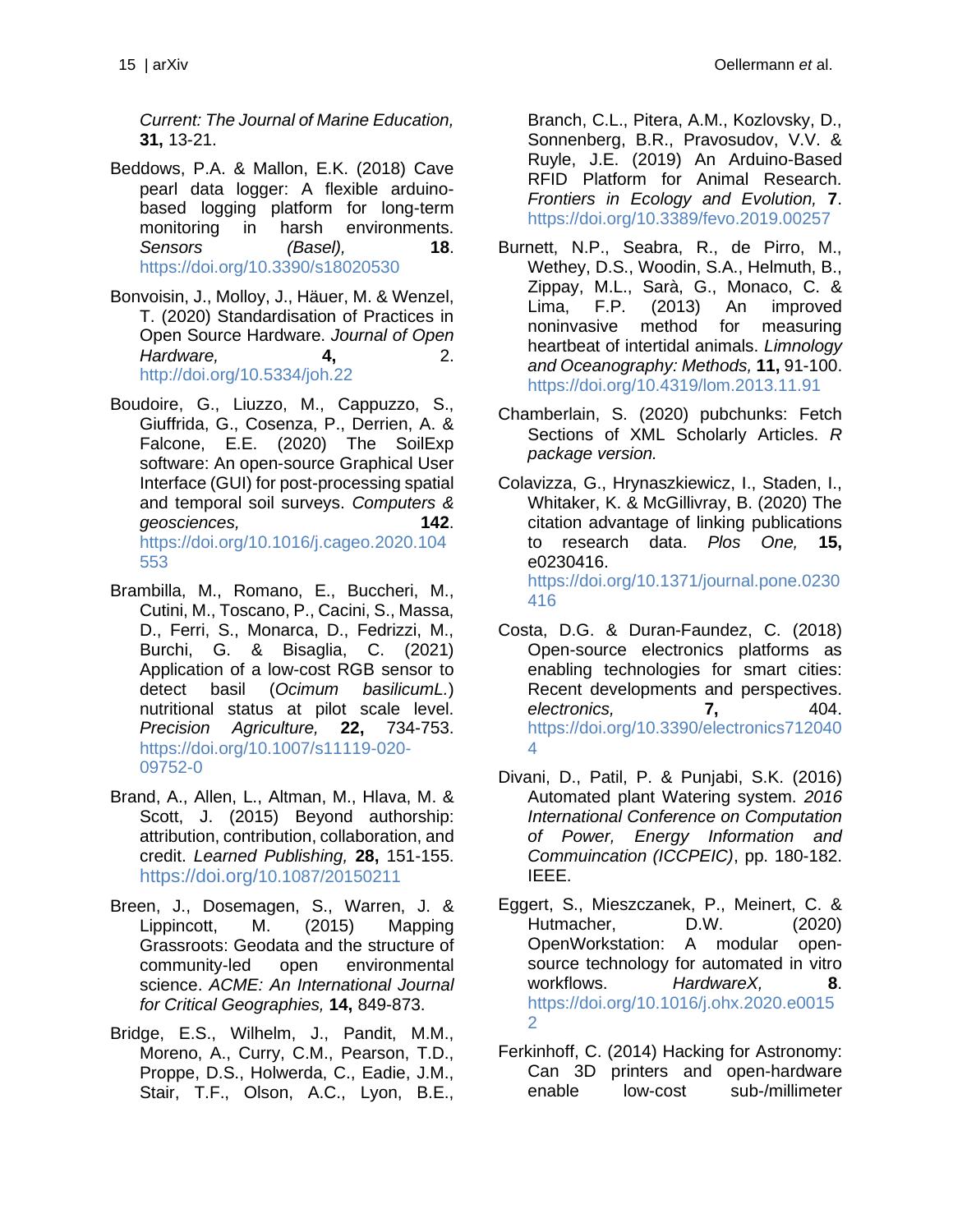*Current: The Journal of Marine Education,* **31,** 13-21.

Beddows, P.A. & Mallon, E.K. (2018) Cave pearl data logger: A flexible arduino-based logging platform for long-term monitoring in harsh environments. *Sensors (Basel),* **18**. https://doi.org/10.3390/s18020530

Bonvoisin, J., Molloy, J., Häuer, M. & Wenzel, T. (2020) Standardisation of Practices in Open Source Hardware. *Journal of Open Hardware,* **4,** 2. http://doi.org/10.5334/joh.22

Boudoire, G., Liuzzo, M., Cappuzzo, S., Giuffrida, G., Cosenza, P., Derrien, A. & Falcone, E.E. (2020) The SoilExp software: An open-source Graphical User Interface (GUI) for post-processing spatial and temporal soil surveys. *Computers & geosciences,* **142**. https://doi.org/10.1016/j.cageo.2020.104553

Brambilla, M., Romano, E., Buccheri, M., Cutini, M., Toscano, P., Cacini, S., Massa, D., Ferri, S., Monarca, D., Fedrizzi, M., Burchi, G. & Bisaglia, C. (2021) Application of a low-cost RGB sensor to detect basil (*Ocimum basilicumL.*) nutritional status at pilot scale level. *Precision Agriculture,* **22,** 734-753. https://doi.org/10.1007/s11119-020-09752-0

Brand, A., Allen, L., Altman, M., Hlava, M. & Scott, J. (2015) Beyond authorship: attribution, contribution, collaboration, and credit. *Learned Publishing,* **28,** 151-155. https://doi.org/10.1087/20150211

Breen, J., Dosemagen, S., Warren, J. & Lippincott, M. (2015) Mapping Grassroots: Geodata and the structure of community-led open environmental science. *ACME: An International Journal for Critical Geographies,* **14,** 849-873.

Bridge, E.S., Wilhelm, J., Pandit, M.M., Moreno, A., Curry, C.M., Pearson, T.D., Proppe, D.S., Holwerda, C., Eadie, J.M., Stair, T.F., Olson, A.C., Lyon, B.E., Branch, C.L., Pitera, A.M., Kozlovsky, D., Sonnenberg, B.R., Pravosudov, V.V. & Ruyle, J.E. (2019) An Arduino-Based RFID Platform for Animal Research. *Frontiers in Ecology and Evolution,* **7**. https://doi.org/10.3389/fevo.2019.00257

Burnett, N.P., Seabra, R., de Pirro, M., Wethey, D.S., Woodin, S.A., Helmuth, B., Zippay, M.L., Sarà, G., Monaco, C. & Lima, F.P. (2013) An improved noninvasive method for measuring heartbeat of intertidal animals. *Limnology and Oceanography: Methods,* **11,** 91-100. https://doi.org/10.4319/lom.2013.11.91

Chamberlain, S. (2020) pubchunks: Fetch Sections of XML Scholarly Articles. *R package version.*

Colavizza, G., Hrynaszkiewicz, I., Staden, I., Whitaker, K. & McGillivray, B. (2020) The citation advantage of linking publications to research data. *Plos One,* **15,** e0230416. https://doi.org/10.1371/journal.pone.0230416

Costa, D.G. & Duran-Faundez, C. (2018) Open-source electronics platforms as enabling technologies for smart cities: Recent developments and perspectives. *electronics,* **7,** 404. https://doi.org/10.3390/electronics7120404

Divani, D., Patil, P. & Punjabi, S.K. (2016) Automated plant Watering system. *2016 International Conference on Computation of Power, Energy Information and Commuincation (ICCPEIC)*, pp. 180-182. IEEE.

Eggert, S., Mieszczanek, P., Meinert, C. & Hutmacher, D.W. (2020) OpenWorkstation: A modular open-source technology for automated in vitro workflows. *HardwareX,* **8**. https://doi.org/10.1016/j.ohx.2020.e00152

Ferkinhoff, C. (2014) Hacking for Astronomy: Can 3D printers and open-hardware enable low-cost sub-/millimeter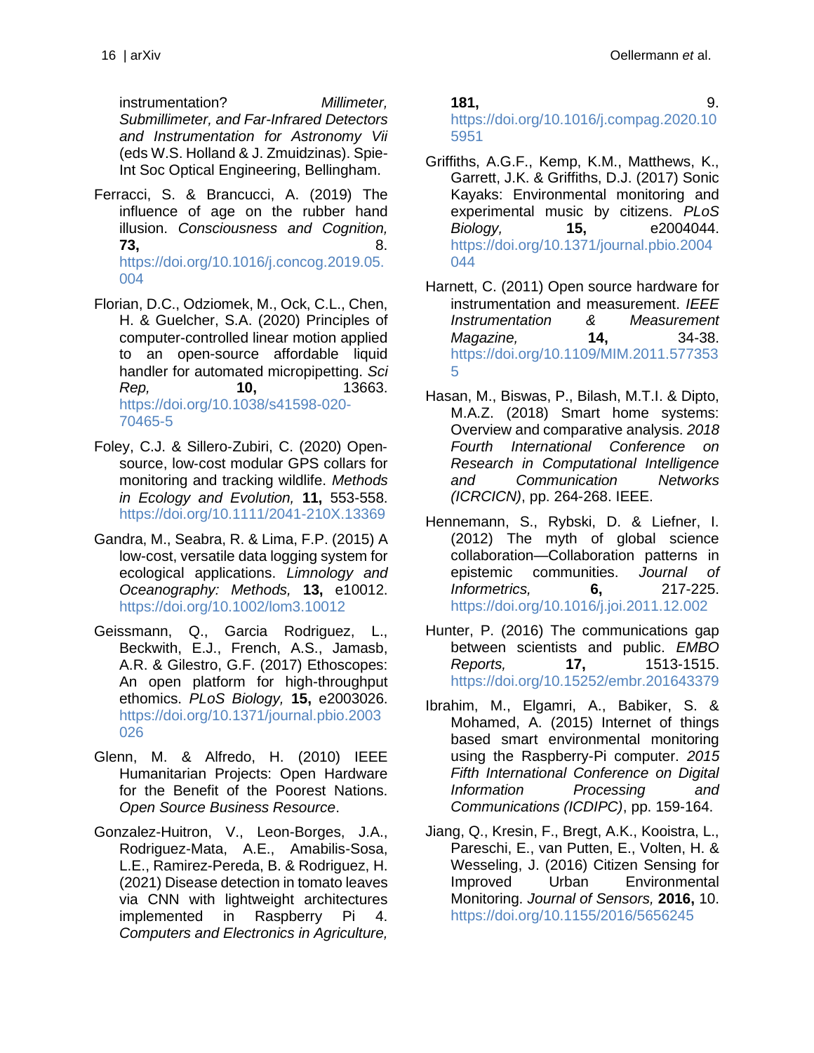instrumentation? *Millimeter, Submillimeter, and Far-Infrared Detectors and Instrumentation for Astronomy Vii* (eds W.S. Holland & J. Zmuidzinas). Spie-Int Soc Optical Engineering, Bellingham.

Ferracci, S. & Brancucci, A. (2019) The influence of age on the rubber hand illusion. *Consciousness and Cognition,* **73,** 8. https://doi.org/10.1016/j.concog.2019.05.004

Florian, D.C., Odziomek, M., Ock, C.L., Chen, H. & Guelcher, S.A. (2020) Principles of computer-controlled linear motion applied to an open-source affordable liquid handler for automated micropipetting. *Sci Rep,* **10,** 13663. https://doi.org/10.1038/s41598-020-70465-5

Foley, C.J. & Sillero-Zubiri, C. (2020) Open-source, low-cost modular GPS collars for monitoring and tracking wildlife. *Methods in Ecology and Evolution,* **11,** 553-558. https://doi.org/10.1111/2041-210X.13369

Gandra, M., Seabra, R. & Lima, F.P. (2015) A low-cost, versatile data logging system for ecological applications. *Limnology and Oceanography: Methods,* **13,** e10012. https://doi.org/10.1002/lom3.10012

Geissmann, Q., Garcia Rodriguez, L., Beckwith, E.J., French, A.S., Jamasb, A.R. & Gilestro, G.F. (2017) Ethoscopes: An open platform for high-throughput ethomics. *PLoS Biology,* **15,** e2003026. https://doi.org/10.1371/journal.pbio.2003026

Glenn, M. & Alfredo, H. (2010) IEEE Humanitarian Projects: Open Hardware for the Benefit of the Poorest Nations. *Open Source Business Resource*.

Gonzalez-Huitron, V., Leon-Borges, J.A., Rodriguez-Mata, A.E., Amabilis-Sosa, L.E., Ramirez-Pereda, B. & Rodriguez, H. (2021) Disease detection in tomato leaves via CNN with lightweight architectures implemented in Raspberry Pi 4. *Computers and Electronics in Agriculture,* **181,** 9. https://doi.org/10.1016/j.compag.2020.105951

Griffiths, A.G.F., Kemp, K.M., Matthews, K., Garrett, J.K. & Griffiths, D.J. (2017) Sonic Kayaks: Environmental monitoring and experimental music by citizens. *PLoS Biology,* **15,** e2004044. https://doi.org/10.1371/journal.pbio.2004044

Harnett, C. (2011) Open source hardware for instrumentation and measurement. *IEEE Instrumentation & Measurement Magazine,* **14,** 34-38. https://doi.org/10.1109/MIM.2011.5773535

Hasan, M., Biswas, P., Bilash, M.T.I. & Dipto, M.A.Z. (2018) Smart home systems: Overview and comparative analysis. *2018 Fourth International Conference on Research in Computational Intelligence and Communication Networks (ICRCICN)*, pp. 264-268. IEEE.

Hennemann, S., Rybski, D. & Liefner, I. (2012) The myth of global science collaboration—Collaboration patterns in epistemic communities. *Journal of Informetrics,* **6,** 217-225. https://doi.org/10.1016/j.joi.2011.12.002

Hunter, P. (2016) The communications gap between scientists and public. *EMBO Reports,* **17,** 1513-1515. https://doi.org/10.15252/embr.201643379

Ibrahim, M., Elgamri, A., Babiker, S. & Mohamed, A. (2015) Internet of things based smart environmental monitoring using the Raspberry-Pi computer. *2015 Fifth International Conference on Digital Information Processing and Communications (ICDIPC)*, pp. 159-164.

Jiang, Q., Kresin, F., Bregt, A.K., Kooistra, L., Pareschi, E., van Putten, E., Volten, H. & Wesseling, J. (2016) Citizen Sensing for Improved Urban Environmental Monitoring. *Journal of Sensors,* **2016,** 10. https://doi.org/10.1155/2016/5656245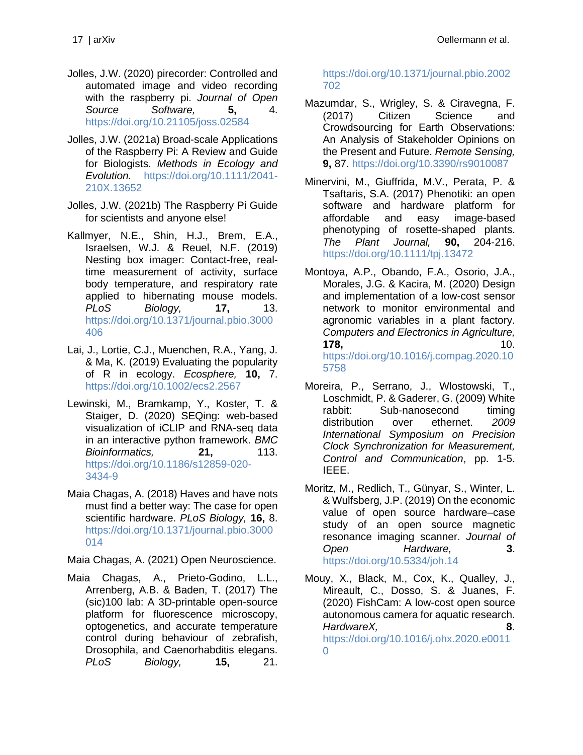Jolles, J.W. (2020) pirecorder: Controlled and automated image and video recording with the raspberry pi. *Journal of Open Source Software,* **5,** 4. https://doi.org/10.21105/joss.02584

Jolles, J.W. (2021a) Broad-scale Applications of the Raspberry Pi: A Review and Guide for Biologists. *Methods in Ecology and Evolution.* https://doi.org/10.1111/2041-210X.13652

Jolles, J.W. (2021b) The Raspberry Pi Guide for scientists and anyone else!

Kallmyer, N.E., Shin, H.J., Brem, E.A., Israelsen, W.J. & Reuel, N.F. (2019) Nesting box imager: Contact-free, real-time measurement of activity, surface body temperature, and respiratory rate applied to hibernating mouse models. *PLoS Biology,* **17,** 13. https://doi.org/10.1371/journal.pbio.3000406

Lai, J., Lortie, C.J., Muenchen, R.A., Yang, J. & Ma, K. (2019) Evaluating the popularity of R in ecology. *Ecosphere,* **10,** 7. https://doi.org/10.1002/ecs2.2567

Lewinski, M., Bramkamp, Y., Koster, T. & Staiger, D. (2020) SEQing: web-based visualization of iCLIP and RNA-seq data in an interactive python framework. *BMC Bioinformatics,* **21,** 113. https://doi.org/10.1186/s12859-020-3434-9

Maia Chagas, A. (2018) Haves and have nots must find a better way: The case for open scientific hardware. *PLoS Biology,* **16,** 8. https://doi.org/10.1371/journal.pbio.3000014

Maia Chagas, A. (2021) Open Neuroscience.

Maia Chagas, A., Prieto-Godino, L.L., Arrenberg, A.B. & Baden, T. (2017) The (sic)100 lab: A 3D-printable open-source platform for fluorescence microscopy, optogenetics, and accurate temperature control during behaviour of zebrafish, Drosophila, and Caenorhabditis elegans. *PLoS Biology,* **15,** 21. https://doi.org/10.1371/journal.pbio.2002702

Mazumdar, S., Wrigley, S. & Ciravegna, F. (2017) Citizen Science and Crowdsourcing for Earth Observations: An Analysis of Stakeholder Opinions on the Present and Future. *Remote Sensing,* **9,** 87. https://doi.org/10.3390/rs9010087

Minervini, M., Giuffrida, M.V., Perata, P. & Tsaftaris, S.A. (2017) Phenotiki: an open software and hardware platform for affordable and easy image-based phenotyping of rosette-shaped plants. *The Plant Journal,* **90,** 204-216. https://doi.org/10.1111/tpj.13472

Montoya, A.P., Obando, F.A., Osorio, J.A., Morales, J.G. & Kacira, M. (2020) Design and implementation of a low-cost sensor network to monitor environmental and agronomic variables in a plant factory. *Computers and Electronics in Agriculture,* **178,** 10. https://doi.org/10.1016/j.compag.2020.105758

Moreira, P., Serrano, J., Wlostowski, T., Loschmidt, P. & Gaderer, G. (2009) White rabbit: Sub-nanosecond timing distribution over ethernet. *2009 International Symposium on Precision Clock Synchronization for Measurement, Control and Communication*, pp. 1-5. IEEE.

Moritz, M., Redlich, T., Günyar, S., Winter, L. & Wulfsberg, J.P. (2019) On the economic value of open source hardware–case study of an open source magnetic resonance imaging scanner. *Journal of Open Hardware,* **3**. https://doi.org/10.5334/joh.14

Mouy, X., Black, M., Cox, K., Qualley, J., Mireault, C., Dosso, S. & Juanes, F. (2020) FishCam: A low-cost open source autonomous camera for aquatic research. *HardwareX,* **8**. https://doi.org/10.1016/j.ohx.2020.e00110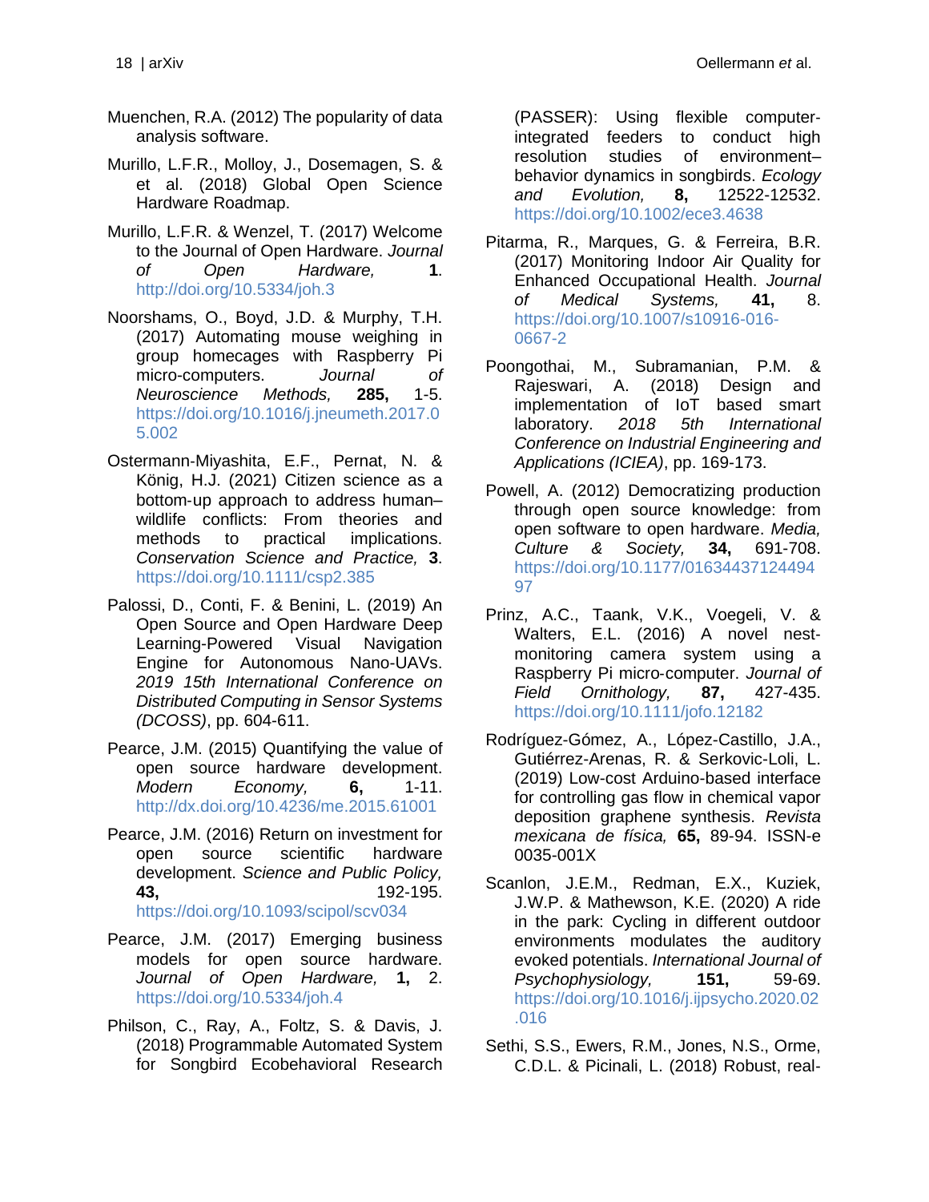Muenchen, R.A. (2012) The popularity of data analysis software.

Murillo, L.F.R., Molloy, J., Dosemagen, S. & et al. (2018) Global Open Science Hardware Roadmap.

Murillo, L.F.R. & Wenzel, T. (2017) Welcome to the Journal of Open Hardware. *Journal of Open Hardware,* **1**. http://doi.org/10.5334/joh.3

Noorshams, O., Boyd, J.D. & Murphy, T.H. (2017) Automating mouse weighing in group homecages with Raspberry Pi micro-computers. *Journal of Neuroscience Methods,* **285,** 1-5. https://doi.org/10.1016/j.jneumeth.2017.05.002

Ostermann-Miyashita, E.F., Pernat, N. & König, H.J. (2021) Citizen science as a bottom-up approach to address human–wildlife conflicts: From theories and methods to practical implications. *Conservation Science and Practice,* **3**. https://doi.org/10.1111/csp2.385

Palossi, D., Conti, F. & Benini, L. (2019) An Open Source and Open Hardware Deep Learning-Powered Visual Navigation Engine for Autonomous Nano-UAVs. *2019 15th International Conference on Distributed Computing in Sensor Systems (DCOSS)*, pp. 604-611.

Pearce, J.M. (2015) Quantifying the value of open source hardware development. *Modern Economy,* **6,** 1-11. http://dx.doi.org/10.4236/me.2015.61001

Pearce, J.M. (2016) Return on investment for open source scientific hardware development. *Science and Public Policy,* **43,** 192-195. https://doi.org/10.1093/scipol/scv034

Pearce, J.M. (2017) Emerging business models for open source hardware. *Journal of Open Hardware,* **1,** 2. https://doi.org/10.5334/joh.4

Philson, C., Ray, A., Foltz, S. & Davis, J. (2018) Programmable Automated System for Songbird Ecobehavioral Research (PASSER): Using flexible computer-integrated feeders to conduct high resolution studies of environment–behavior dynamics in songbirds. *Ecology and Evolution,* **8,** 12522-12532. https://doi.org/10.1002/ece3.4638

Pitarma, R., Marques, G. & Ferreira, B.R. (2017) Monitoring Indoor Air Quality for Enhanced Occupational Health. *Journal of Medical Systems,* **41,** 8. https://doi.org/10.1007/s10916-016-0667-2

Poongothai, M., Subramanian, P.M. & Rajeswari, A. (2018) Design and implementation of IoT based smart laboratory. *2018 5th International Conference on Industrial Engineering and Applications (ICIEA)*, pp. 169-173.

Powell, A. (2012) Democratizing production through open source knowledge: from open software to open hardware. *Media, Culture & Society,* **34,** 691-708. https://doi.org/10.1177/0163443712449497

Prinz, A.C., Taank, V.K., Voegeli, V. & Walters, E.L. (2016) A novel nest-monitoring camera system using a Raspberry Pi micro-computer. *Journal of Field Ornithology,* **87,** 427-435. https://doi.org/10.1111/jofo.12182

Rodríguez-Gómez, A., López-Castillo, J.A., Gutiérrez-Arenas, R. & Serkovic-Loli, L. (2019) Low-cost Arduino-based interface for controlling gas flow in chemical vapor deposition graphene synthesis. *Revista mexicana de física,* **65,** 89-94. ISSN-e 0035-001X

Scanlon, J.E.M., Redman, E.X., Kuziek, J.W.P. & Mathewson, K.E. (2020) A ride in the park: Cycling in different outdoor environments modulates the auditory evoked potentials. *International Journal of Psychophysiology,* **151,** 59-69. https://doi.org/10.1016/j.ijpsycho.2020.02.016

Sethi, S.S., Ewers, R.M., Jones, N.S., Orme, C.D.L. & Picinali, L. (2018) Robust, real-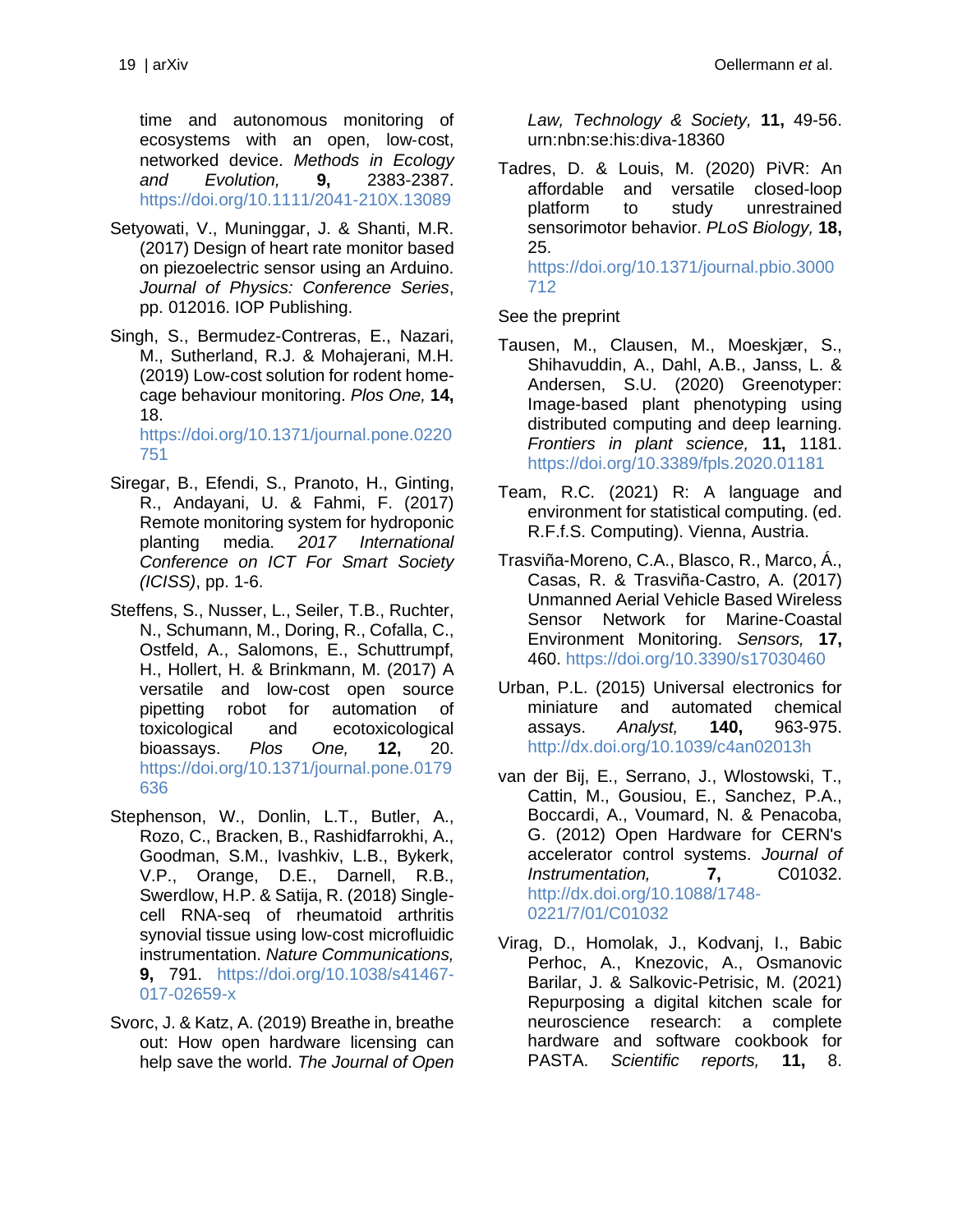time and autonomous monitoring of ecosystems with an open, low-cost, networked device. *Methods in Ecology and Evolution,* **9,** 2383-2387. https://doi.org/10.1111/2041-210X.13089

Setyowati, V., Muninggar, J. & Shanti, M.R. (2017) Design of heart rate monitor based on piezoelectric sensor using an Arduino. *Journal of Physics: Conference Series*, pp. 012016. IOP Publishing.

Singh, S., Bermudez-Contreras, E., Nazari, M., Sutherland, R.J. & Mohajerani, M.H. (2019) Low-cost solution for rodent home-cage behaviour monitoring. *Plos One,* **14,** 18. https://doi.org/10.1371/journal.pone.0220751

Siregar, B., Efendi, S., Pranoto, H., Ginting, R., Andayani, U. & Fahmi, F. (2017) Remote monitoring system for hydroponic planting media. *2017 International Conference on ICT For Smart Society (ICISS)*, pp. 1-6.

Steffens, S., Nusser, L., Seiler, T.B., Ruchter, N., Schumann, M., Doring, R., Cofalla, C., Ostfeld, A., Salomons, E., Schuttrumpf, H., Hollert, H. & Brinkmann, M. (2017) A versatile and low-cost open source pipetting robot for automation of toxicological and ecotoxicological bioassays. *Plos One,* **12,** 20. https://doi.org/10.1371/journal.pone.0179636

Stephenson, W., Donlin, L.T., Butler, A., Rozo, C., Bracken, B., Rashidfarrokhi, A., Goodman, S.M., Ivashkiv, L.B., Bykerk, V.P., Orange, D.E., Darnell, R.B., Swerdlow, H.P. & Satija, R. (2018) Single-cell RNA-seq of rheumatoid arthritis synovial tissue using low-cost microfluidic instrumentation. *Nature Communications,* **9,** 791. https://doi.org/10.1038/s41467-017-02659-x

Svorc, J. & Katz, A. (2019) Breathe in, breathe out: How open hardware licensing can help save the world. *The Journal of Open Law, Technology & Society,* **11,** 49-56. urn:nbn:se:his:diva-18360

Tadres, D. & Louis, M. (2020) PiVR: An affordable and versatile closed-loop platform to study unrestrained sensorimotor behavior. *PLoS Biology,* **18,** 25. https://doi.org/10.1371/journal.pbio.3000712

See the preprint

Tausen, M., Clausen, M., Moeskjær, S., Shihavuddin, A., Dahl, A.B., Janss, L. & Andersen, S.U. (2020) Greenotyper: Image-based plant phenotyping using distributed computing and deep learning. *Frontiers in plant science,* **11,** 1181. https://doi.org/10.3389/fpls.2020.01181

Team, R.C. (2021) R: A language and environment for statistical computing. (ed. R.F.f.S. Computing). Vienna, Austria.

Trasviña-Moreno, C.A., Blasco, R., Marco, Á., Casas, R. & Trasviña-Castro, A. (2017) Unmanned Aerial Vehicle Based Wireless Sensor Network for Marine-Coastal Environment Monitoring. *Sensors,* **17,** 460. https://doi.org/10.3390/s17030460

Urban, P.L. (2015) Universal electronics for miniature and automated chemical assays. *Analyst,* **140,** 963-975. http://dx.doi.org/10.1039/c4an02013h

van der Bij, E., Serrano, J., Wlostowski, T., Cattin, M., Gousiou, E., Sanchez, P.A., Boccardi, A., Voumard, N. & Penacoba, G. (2012) Open Hardware for CERN's accelerator control systems. *Journal of Instrumentation,* **7,** C01032. http://dx.doi.org/10.1088/1748-0221/7/01/C01032

Virag, D., Homolak, J., Kodvanj, I., Babic Perhoc, A., Knezovic, A., Osmanovic Barilar, J. & Salkovic-Petrisic, M. (2021) Repurposing a digital kitchen scale for neuroscience research: a complete hardware and software cookbook for PASTA. *Scientific reports,* **11,** 8.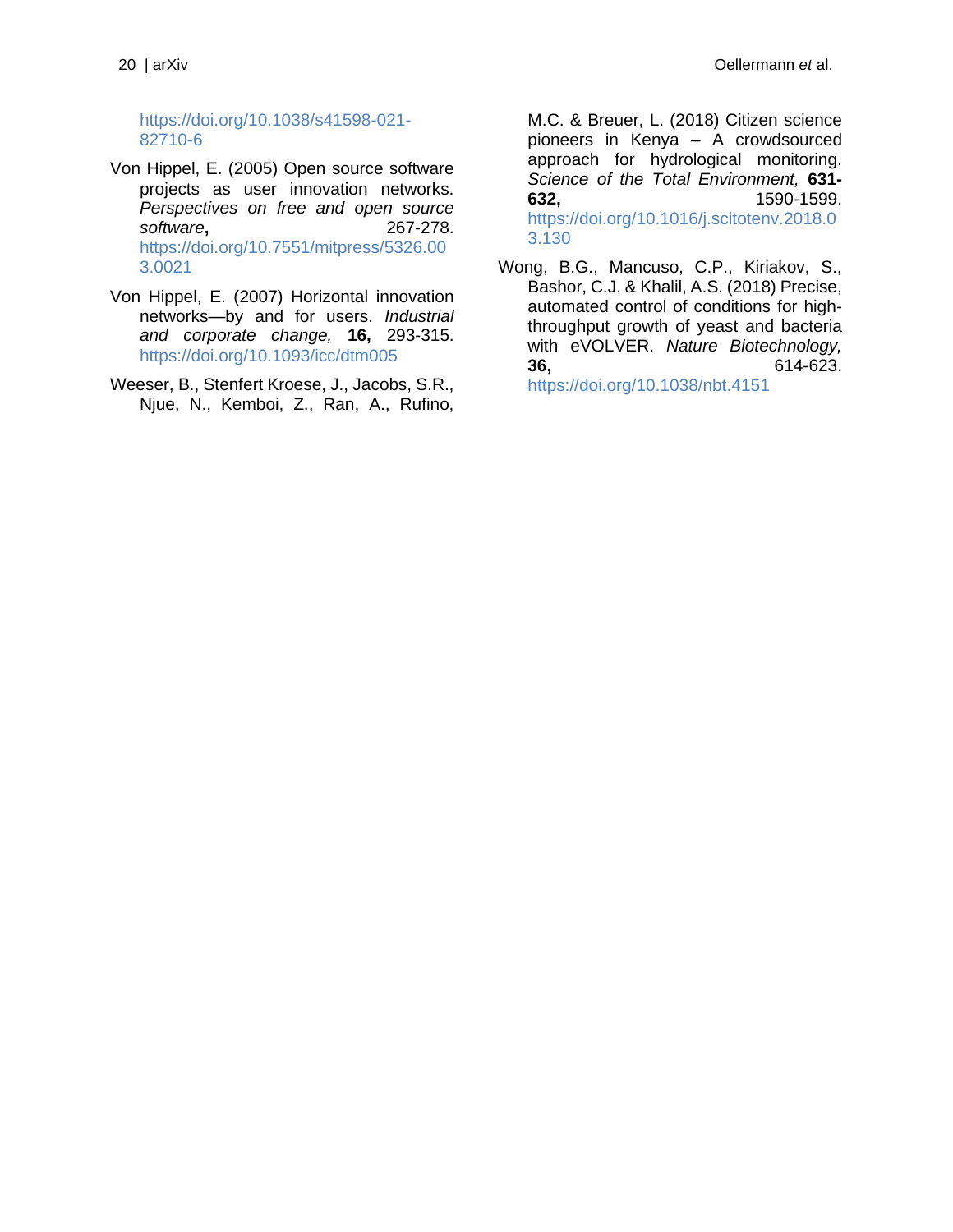https://doi.org/10.1038/s41598-021-82710-6

Von Hippel, E. (2005) Open source software projects as user innovation networks. *Perspectives on free and open source software*, 267-278. https://doi.org/10.7551/mitpress/5326.003.0021

Von Hippel, E. (2007) Horizontal innovation networks—by and for users. *Industrial and corporate change,* **16,** 293-315. https://doi.org/10.1093/icc/dtm005

Weeser, B., Stenfert Kroese, J., Jacobs, S.R., Njue, N., Kemboi, Z., Ran, A., Rufino, M.C. & Breuer, L. (2018) Citizen science pioneers in Kenya – A crowdsourced approach for hydrological monitoring. *Science of the Total Environment,* **631-632,** 1590-1599. https://doi.org/10.1016/j.scitotenv.2018.03.130

Wong, B.G., Mancuso, C.P., Kiriakov, S., Bashor, C.J. & Khalil, A.S. (2018) Precise, automated control of conditions for high-throughput growth of yeast and bacteria with eVOLVER. *Nature Biotechnology,* **36,** 614-623. https://doi.org/10.1038/nbt.4151